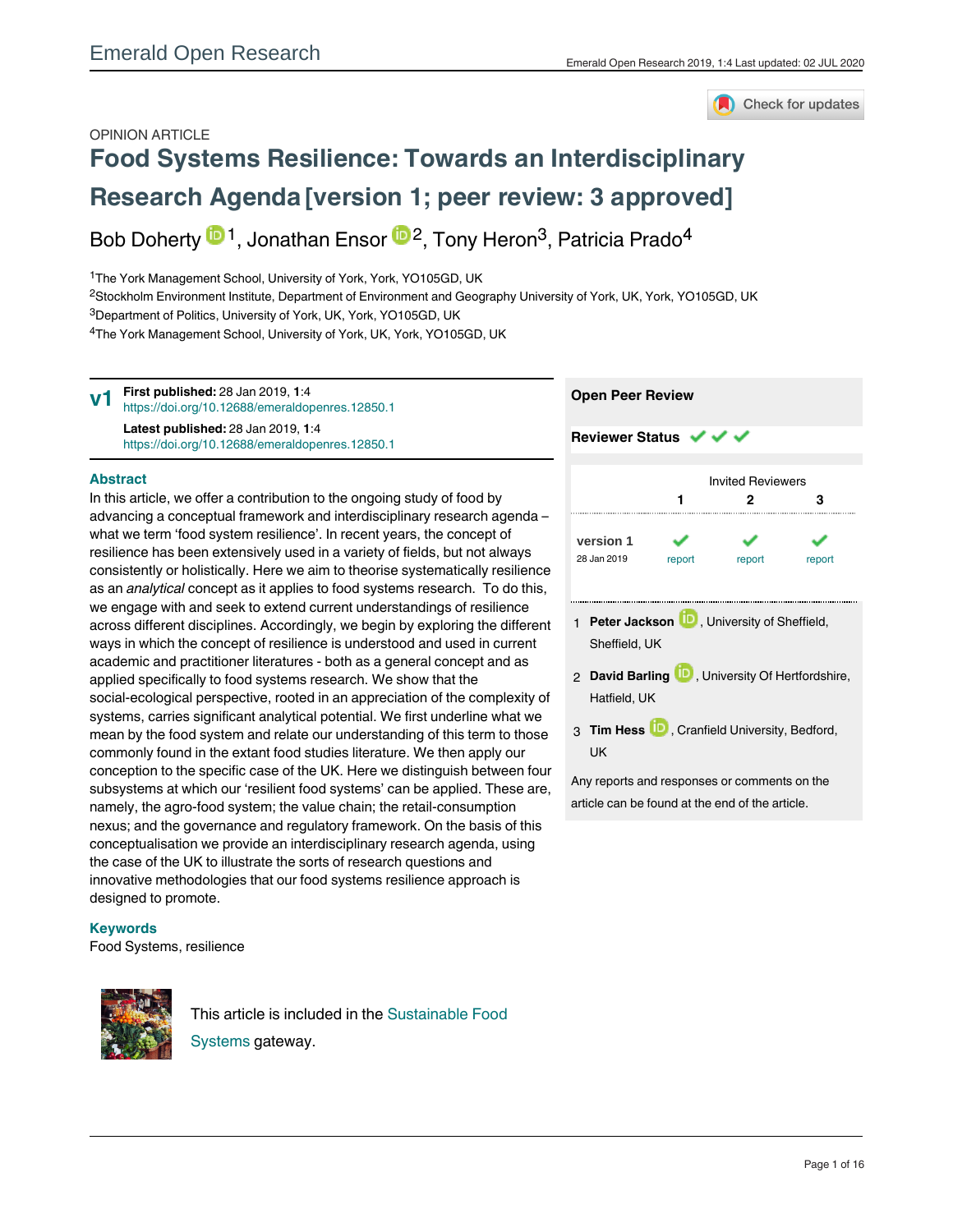OPINION ARTICLE

# Food Systems Resilience: Towards an Interdisciplinary Research Agenda [version 1; peer review: 3 approved]

Bob Doherty[1], Jonathan Ensor[2], Tony Heron[3], Patricia Prado[4]

[1]The York Management School, University of York, York, YO105GD, UK
[2]Stockholm Environment Institute, Department of Environment and Geography University of York, UK, York, YO105GD, UK
[3]Department of Politics, University of York, UK, York, YO105GD, UK
[4]The York Management School, University of York, UK, York, YO105GD, UK

**v1** **First published:** 28 Jan 2019, **1**:4
https://doi.org/10.12688/emeraldopenres.12850.1
**Latest published:** 28 Jan 2019, **1**:4
https://doi.org/10.12688/emeraldopenres.12850.1

## Abstract

In this article, we offer a contribution to the ongoing study of food by advancing a conceptual framework and interdisciplinary research agenda – what we term 'food system resilience'. In recent years, the concept of resilience has been extensively used in a variety of fields, but not always consistently or holistically. Here we aim to theorise systematically resilience as an *analytical* concept as it applies to food systems research. To do this, we engage with and seek to extend current understandings of resilience across different disciplines. Accordingly, we begin by exploring the different ways in which the concept of resilience is understood and used in current academic and practitioner literatures - both as a general concept and as applied specifically to food systems research. We show that the social-ecological perspective, rooted in an appreciation of the complexity of systems, carries significant analytical potential. We first underline what we mean by the food system and relate our understanding of this term to those commonly found in the extant food studies literature. We then apply our conception to the specific case of the UK. Here we distinguish between four subsystems at which our 'resilient food systems' can be applied. These are, namely, the agro-food system; the value chain; the retail-consumption nexus; and the governance and regulatory framework. On the basis of this conceptualisation we provide an interdisciplinary research agenda, using the case of the UK to illustrate the sorts of research questions and innovative methodologies that our food systems resilience approach is designed to promote.

## Keywords

Food Systems, resilience

**Open Peer Review**

**Reviewer Status** ✓ ✓ ✓

| | Invited Reviewers | | |
|---|---|---|---|
| | 1 | 2 | 3 |
| **version 1** 28 Jan 2019 | ✓ report | ✓ report | ✓ report |

1. **Peter Jackson**, University of Sheffield, Sheffield, UK
2. **David Barling**, University Of Hertfordshire, Hatfield, UK
3. **Tim Hess**, Cranfield University, Bedford, UK

Any reports and responses or comments on the article can be found at the end of the article.

This article is included in the Sustainable Food Systems gateway.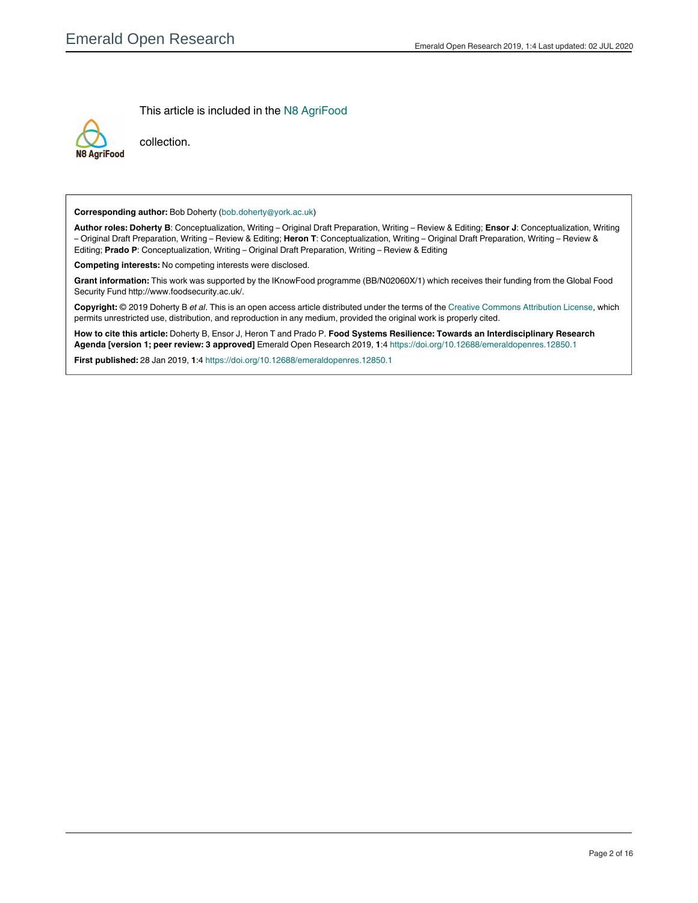This article is included in the N8 AgriFood collection.

**Corresponding author:** Bob Doherty (bob.doherty@york.ac.uk)

**Author roles: Doherty B**: Conceptualization, Writing – Original Draft Preparation, Writing – Review & Editing; **Ensor J**: Conceptualization, Writing – Original Draft Preparation, Writing – Review & Editing; **Heron T**: Conceptualization, Writing – Original Draft Preparation, Writing – Review & Editing; **Prado P**: Conceptualization, Writing – Original Draft Preparation, Writing – Review & Editing

**Competing interests:** No competing interests were disclosed.

**Grant information:** This work was supported by the IKnowFood programme (BB/N02060X/1) which receives their funding from the Global Food Security Fund http://www.foodsecurity.ac.uk/.

**Copyright:** © 2019 Doherty B *et al*. This is an open access article distributed under the terms of the Creative Commons Attribution License, which permits unrestricted use, distribution, and reproduction in any medium, provided the original work is properly cited.

**How to cite this article:** Doherty B, Ensor J, Heron T and Prado P. **Food Systems Resilience: Towards an Interdisciplinary Research Agenda [version 1; peer review: 3 approved]** Emerald Open Research 2019, **1**:4 https://doi.org/10.12688/emeraldopenres.12850.1

**First published:** 28 Jan 2019, **1**:4 https://doi.org/10.12688/emeraldopenres.12850.1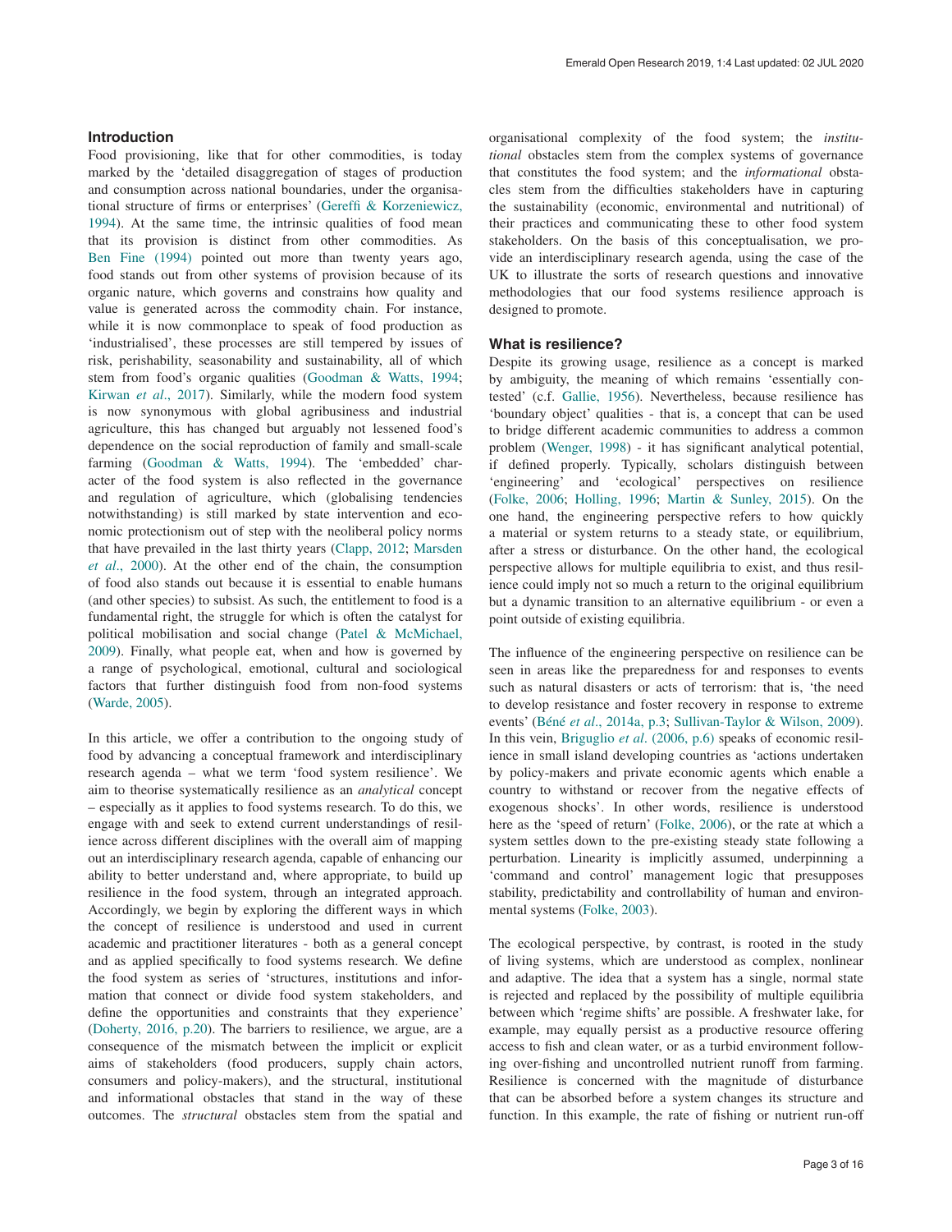## Introduction

Food provisioning, like that for other commodities, is today marked by the 'detailed disaggregation of stages of production and consumption across national boundaries, under the organisational structure of firms or enterprises' (Gereffi & Korzeniewicz, 1994). At the same time, the intrinsic qualities of food mean that its provision is distinct from other commodities. As Ben Fine (1994) pointed out more than twenty years ago, food stands out from other systems of provision because of its organic nature, which governs and constrains how quality and value is generated across the commodity chain. For instance, while it is now commonplace to speak of food production as 'industrialised', these processes are still tempered by issues of risk, perishability, seasonability and sustainability, all of which stem from food's organic qualities (Goodman & Watts, 1994; Kirwan *et al*., 2017). Similarly, while the modern food system is now synonymous with global agribusiness and industrial agriculture, this has changed but arguably not lessened food's dependence on the social reproduction of family and small-scale farming (Goodman & Watts, 1994). The 'embedded' character of the food system is also reflected in the governance and regulation of agriculture, which (globalising tendencies notwithstanding) is still marked by state intervention and economic protectionism out of step with the neoliberal policy norms that have prevailed in the last thirty years (Clapp, 2012; Marsden *et al*., 2000). At the other end of the chain, the consumption of food also stands out because it is essential to enable humans (and other species) to subsist. As such, the entitlement to food is a fundamental right, the struggle for which is often the catalyst for political mobilisation and social change (Patel & McMichael, 2009). Finally, what people eat, when and how is governed by a range of psychological, emotional, cultural and sociological factors that further distinguish food from non-food systems (Warde, 2005).

In this article, we offer a contribution to the ongoing study of food by advancing a conceptual framework and interdisciplinary research agenda – what we term 'food system resilience'. We aim to theorise systematically resilience as an *analytical* concept – especially as it applies to food systems research. To do this, we engage with and seek to extend current understandings of resilience across different disciplines with the overall aim of mapping out an interdisciplinary research agenda, capable of enhancing our ability to better understand and, where appropriate, to build up resilience in the food system, through an integrated approach. Accordingly, we begin by exploring the different ways in which the concept of resilience is understood and used in current academic and practitioner literatures - both as a general concept and as applied specifically to food systems research. We define the food system as series of 'structures, institutions and information that connect or divide food system stakeholders, and define the opportunities and constraints that they experience' (Doherty, 2016, p.20). The barriers to resilience, we argue, are a consequence of the mismatch between the implicit or explicit aims of stakeholders (food producers, supply chain actors, consumers and policy-makers), and the structural, institutional and informational obstacles that stand in the way of these outcomes. The *structural* obstacles stem from the spatial and organisational complexity of the food system; the *institutional* obstacles stem from the complex systems of governance that constitutes the food system; and the *informational* obstacles stem from the difficulties stakeholders have in capturing the sustainability (economic, environmental and nutritional) of their practices and communicating these to other food system stakeholders. On the basis of this conceptualisation, we provide an interdisciplinary research agenda, using the case of the UK to illustrate the sorts of research questions and innovative methodologies that our food systems resilience approach is designed to promote.

## What is resilience?

Despite its growing usage, resilience as a concept is marked by ambiguity, the meaning of which remains 'essentially contested' (c.f. Gallie, 1956). Nevertheless, because resilience has 'boundary object' qualities - that is, a concept that can be used to bridge different academic communities to address a common problem (Wenger, 1998) - it has significant analytical potential, if defined properly. Typically, scholars distinguish between 'engineering' and 'ecological' perspectives on resilience (Folke, 2006; Holling, 1996; Martin & Sunley, 2015). On the one hand, the engineering perspective refers to how quickly a material or system returns to a steady state, or equilibrium, after a stress or disturbance. On the other hand, the ecological perspective allows for multiple equilibria to exist, and thus resilience could imply not so much a return to the original equilibrium but a dynamic transition to an alternative equilibrium - or even a point outside of existing equilibria.

The influence of the engineering perspective on resilience can be seen in areas like the preparedness for and responses to events such as natural disasters or acts of terrorism: that is, 'the need to develop resistance and foster recovery in response to extreme events' (Béné *et al*., 2014a, p.3; Sullivan-Taylor & Wilson, 2009). In this vein, Briguglio *et al*. (2006, p.6) speaks of economic resilience in small island developing countries as 'actions undertaken by policy-makers and private economic agents which enable a country to withstand or recover from the negative effects of exogenous shocks'. In other words, resilience is understood here as the 'speed of return' (Folke, 2006), or the rate at which a system settles down to the pre-existing steady state following a perturbation. Linearity is implicitly assumed, underpinning a 'command and control' management logic that presupposes stability, predictability and controllability of human and environmental systems (Folke, 2003).

The ecological perspective, by contrast, is rooted in the study of living systems, which are understood as complex, nonlinear and adaptive. The idea that a system has a single, normal state is rejected and replaced by the possibility of multiple equilibria between which 'regime shifts' are possible. A freshwater lake, for example, may equally persist as a productive resource offering access to fish and clean water, or as a turbid environment following over-fishing and uncontrolled nutrient runoff from farming. Resilience is concerned with the magnitude of disturbance that can be absorbed before a system changes its structure and function. In this example, the rate of fishing or nutrient run-off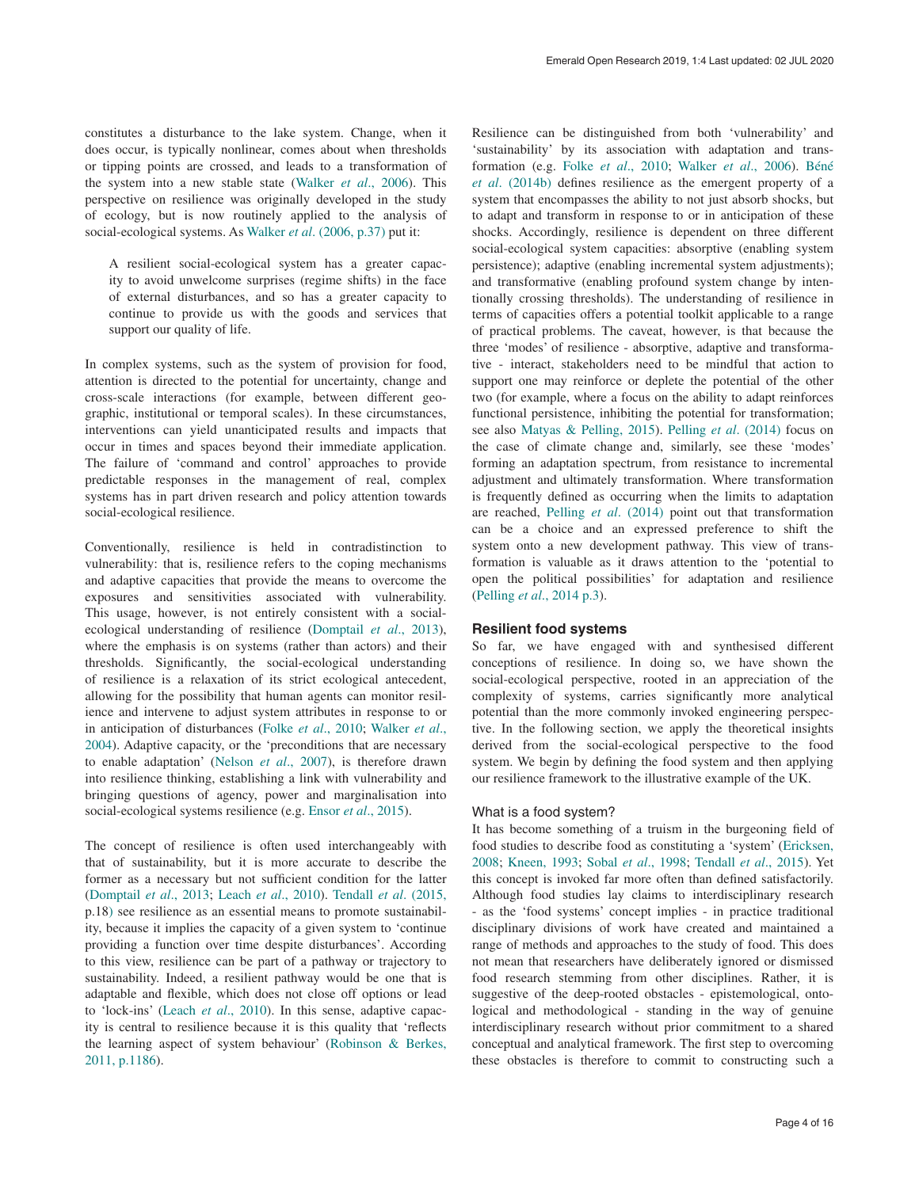constitutes a disturbance to the lake system. Change, when it does occur, is typically nonlinear, comes about when thresholds or tipping points are crossed, and leads to a transformation of the system into a new stable state (Walker *et al*., 2006). This perspective on resilience was originally developed in the study of ecology, but is now routinely applied to the analysis of social-ecological systems. As Walker *et al*. (2006, p.37) put it:

> A resilient social-ecological system has a greater capacity to avoid unwelcome surprises (regime shifts) in the face of external disturbances, and so has a greater capacity to continue to provide us with the goods and services that support our quality of life.

In complex systems, such as the system of provision for food, attention is directed to the potential for uncertainty, change and cross-scale interactions (for example, between different geographic, institutional or temporal scales). In these circumstances, interventions can yield unanticipated results and impacts that occur in times and spaces beyond their immediate application. The failure of 'command and control' approaches to provide predictable responses in the management of real, complex systems has in part driven research and policy attention towards social-ecological resilience.

Conventionally, resilience is held in contradistinction to vulnerability: that is, resilience refers to the coping mechanisms and adaptive capacities that provide the means to overcome the exposures and sensitivities associated with vulnerability. This usage, however, is not entirely consistent with a social-ecological understanding of resilience (Domptail *et al*., 2013), where the emphasis is on systems (rather than actors) and their thresholds. Significantly, the social-ecological understanding of resilience is a relaxation of its strict ecological antecedent, allowing for the possibility that human agents can monitor resilience and intervene to adjust system attributes in response to or in anticipation of disturbances (Folke *et al*., 2010; Walker *et al*., 2004). Adaptive capacity, or the 'preconditions that are necessary to enable adaptation' (Nelson *et al*., 2007), is therefore drawn into resilience thinking, establishing a link with vulnerability and bringing questions of agency, power and marginalisation into social-ecological systems resilience (e.g. Ensor *et al*., 2015).

The concept of resilience is often used interchangeably with that of sustainability, but it is more accurate to describe the former as a necessary but not sufficient condition for the latter (Domptail *et al*., 2013; Leach *et al*., 2010). Tendall *et al*. (2015, p.18) see resilience as an essential means to promote sustainability, because it implies the capacity of a given system to 'continue providing a function over time despite disturbances'. According to this view, resilience can be part of a pathway or trajectory to sustainability. Indeed, a resilient pathway would be one that is adaptable and flexible, which does not close off options or lead to 'lock-ins' (Leach *et al*., 2010). In this sense, adaptive capacity is central to resilience because it is this quality that 'reflects the learning aspect of system behaviour' (Robinson & Berkes, 2011, p.1186).

Resilience can be distinguished from both 'vulnerability' and 'sustainability' by its association with adaptation and transformation (e.g. Folke *et al*., 2010; Walker *et al*., 2006). Béné *et al*. (2014b) defines resilience as the emergent property of a system that encompasses the ability to not just absorb shocks, but to adapt and transform in response to or in anticipation of these shocks. Accordingly, resilience is dependent on three different social-ecological system capacities: absorptive (enabling system persistence); adaptive (enabling incremental system adjustments); and transformative (enabling profound system change by intentionally crossing thresholds). The understanding of resilience in terms of capacities offers a potential toolkit applicable to a range of practical problems. The caveat, however, is that because the three 'modes' of resilience - absorptive, adaptive and transformative - interact, stakeholders need to be mindful that action to support one may reinforce or deplete the potential of the other two (for example, where a focus on the ability to adapt reinforces functional persistence, inhibiting the potential for transformation; see also Matyas & Pelling, 2015). Pelling *et al*. (2014) focus on the case of climate change and, similarly, see these 'modes' forming an adaptation spectrum, from resistance to incremental adjustment and ultimately transformation. Where transformation is frequently defined as occurring when the limits to adaptation are reached, Pelling *et al*. (2014) point out that transformation can be a choice and an expressed preference to shift the system onto a new development pathway. This view of transformation is valuable as it draws attention to the 'potential to open the political possibilities' for adaptation and resilience (Pelling *et al*., 2014 p.3).

## Resilient food systems

So far, we have engaged with and synthesised different conceptions of resilience. In doing so, we have shown the social-ecological perspective, rooted in an appreciation of the complexity of systems, carries significantly more analytical potential than the more commonly invoked engineering perspective. In the following section, we apply the theoretical insights derived from the social-ecological perspective to the food system. We begin by defining the food system and then applying our resilience framework to the illustrative example of the UK.

### What is a food system?

It has become something of a truism in the burgeoning field of food studies to describe food as constituting a 'system' (Ericksen, 2008; Kneen, 1993; Sobal *et al*., 1998; Tendall *et al*., 2015). Yet this concept is invoked far more often than defined satisfactorily. Although food studies lay claims to interdisciplinary research - as the 'food systems' concept implies - in practice traditional disciplinary divisions of work have created and maintained a range of methods and approaches to the study of food. This does not mean that researchers have deliberately ignored or dismissed food research stemming from other disciplines. Rather, it is suggestive of the deep-rooted obstacles - epistemological, ontological and methodological - standing in the way of genuine interdisciplinary research without prior commitment to a shared conceptual and analytical framework. The first step to overcoming these obstacles is therefore to commit to constructing such a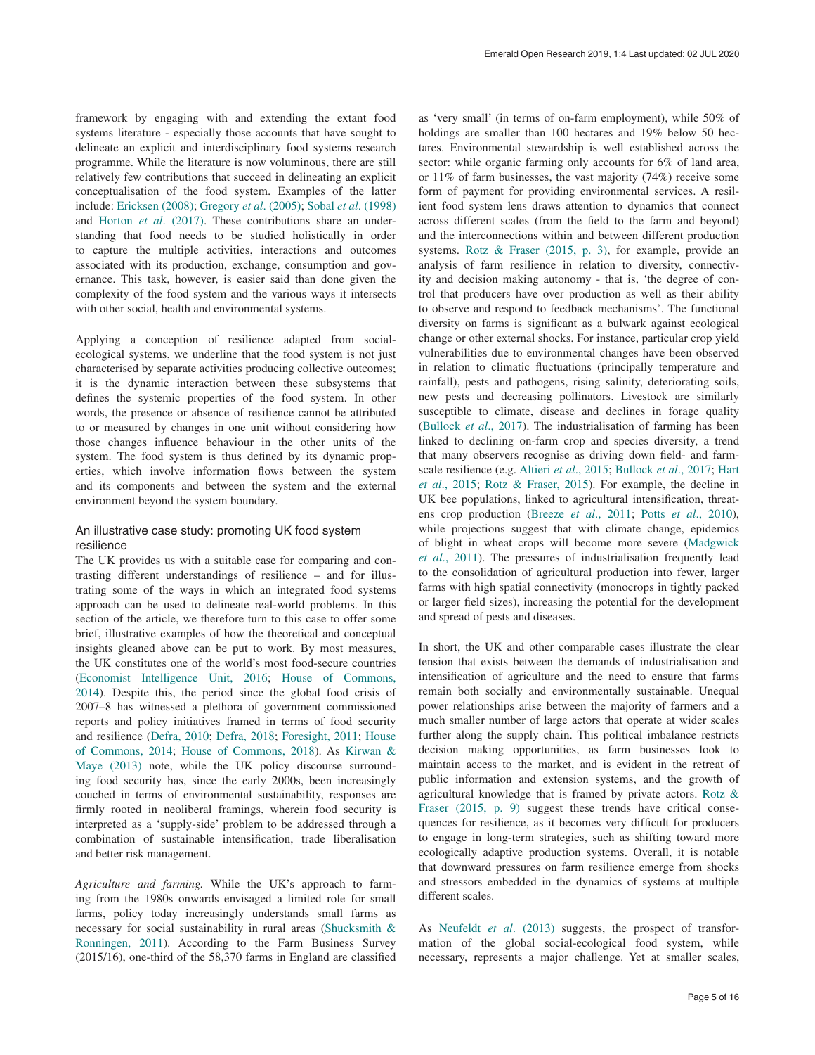framework by engaging with and extending the extant food systems literature - especially those accounts that have sought to delineate an explicit and interdisciplinary food systems research programme. While the literature is now voluminous, there are still relatively few contributions that succeed in delineating an explicit conceptualisation of the food system. Examples of the latter include: Ericksen (2008); Gregory *et al*. (2005); Sobal *et al*. (1998) and Horton *et al*. (2017). These contributions share an understanding that food needs to be studied holistically in order to capture the multiple activities, interactions and outcomes associated with its production, exchange, consumption and governance. This task, however, is easier said than done given the complexity of the food system and the various ways it intersects with other social, health and environmental systems.

Applying a conception of resilience adapted from social-ecological systems, we underline that the food system is not just characterised by separate activities producing collective outcomes; it is the dynamic interaction between these subsystems that defines the systemic properties of the food system. In other words, the presence or absence of resilience cannot be attributed to or measured by changes in one unit without considering how those changes influence behaviour in the other units of the system. The food system is thus defined by its dynamic properties, which involve information flows between the system and its components and between the system and the external environment beyond the system boundary.

## An illustrative case study: promoting UK food system resilience

The UK provides us with a suitable case for comparing and contrasting different understandings of resilience – and for illustrating some of the ways in which an integrated food systems approach can be used to delineate real-world problems. In this section of the article, we therefore turn to this case to offer some brief, illustrative examples of how the theoretical and conceptual insights gleaned above can be put to work. By most measures, the UK constitutes one of the world's most food-secure countries (Economist Intelligence Unit, 2016; House of Commons, 2014). Despite this, the period since the global food crisis of 2007–8 has witnessed a plethora of government commissioned reports and policy initiatives framed in terms of food security and resilience (Defra, 2010; Defra, 2018; Foresight, 2011; House of Commons, 2014; House of Commons, 2018). As Kirwan & Maye (2013) note, while the UK policy discourse surrounding food security has, since the early 2000s, been increasingly couched in terms of environmental sustainability, responses are firmly rooted in neoliberal framings, wherein food security is interpreted as a 'supply-side' problem to be addressed through a combination of sustainable intensification, trade liberalisation and better risk management.

*Agriculture and farming.* While the UK's approach to farming from the 1980s onwards envisaged a limited role for small farms, policy today increasingly understands small farms as necessary for social sustainability in rural areas (Shucksmith & Ronningen, 2011). According to the Farm Business Survey (2015/16), one-third of the 58,370 farms in England are classified as 'very small' (in terms of on-farm employment), while 50% of holdings are smaller than 100 hectares and 19% below 50 hectares. Environmental stewardship is well established across the sector: while organic farming only accounts for 6% of land area, or 11% of farm businesses, the vast majority (74%) receive some form of payment for providing environmental services. A resilient food system lens draws attention to dynamics that connect across different scales (from the field to the farm and beyond) and the interconnections within and between different production systems. Rotz & Fraser (2015, p. 3), for example, provide an analysis of farm resilience in relation to diversity, connectivity and decision making autonomy - that is, 'the degree of control that producers have over production as well as their ability to observe and respond to feedback mechanisms'. The functional diversity on farms is significant as a bulwark against ecological change or other external shocks. For instance, particular crop yield vulnerabilities due to environmental changes have been observed in relation to climatic fluctuations (principally temperature and rainfall), pests and pathogens, rising salinity, deteriorating soils, new pests and decreasing pollinators. Livestock are similarly susceptible to climate, disease and declines in forage quality (Bullock *et al*., 2017). The industrialisation of farming has been linked to declining on-farm crop and species diversity, a trend that many observers recognise as driving down field- and farm-scale resilience (e.g. Altieri *et al*., 2015; Bullock *et al*., 2017; Hart *et al*., 2015; Rotz & Fraser, 2015). For example, the decline in UK bee populations, linked to agricultural intensification, threatens crop production (Breeze *et al*., 2011; Potts *et al*., 2010), while projections suggest that with climate change, epidemics of blight in wheat crops will become more severe (Madgwick *et al*., 2011). The pressures of industrialisation frequently lead to the consolidation of agricultural production into fewer, larger farms with high spatial connectivity (monocrops in tightly packed or larger field sizes), increasing the potential for the development and spread of pests and diseases.

In short, the UK and other comparable cases illustrate the clear tension that exists between the demands of industrialisation and intensification of agriculture and the need to ensure that farms remain both socially and environmentally sustainable. Unequal power relationships arise between the majority of farmers and a much smaller number of large actors that operate at wider scales further along the supply chain. This political imbalance restricts decision making opportunities, as farm businesses look to maintain access to the market, and is evident in the retreat of public information and extension systems, and the growth of agricultural knowledge that is framed by private actors. Rotz & Fraser (2015, p. 9) suggest these trends have critical consequences for resilience, as it becomes very difficult for producers to engage in long-term strategies, such as shifting toward more ecologically adaptive production systems. Overall, it is notable that downward pressures on farm resilience emerge from shocks and stressors embedded in the dynamics of systems at multiple different scales.

As Neufeldt *et al*. (2013) suggests, the prospect of transformation of the global social-ecological food system, while necessary, represents a major challenge. Yet at smaller scales,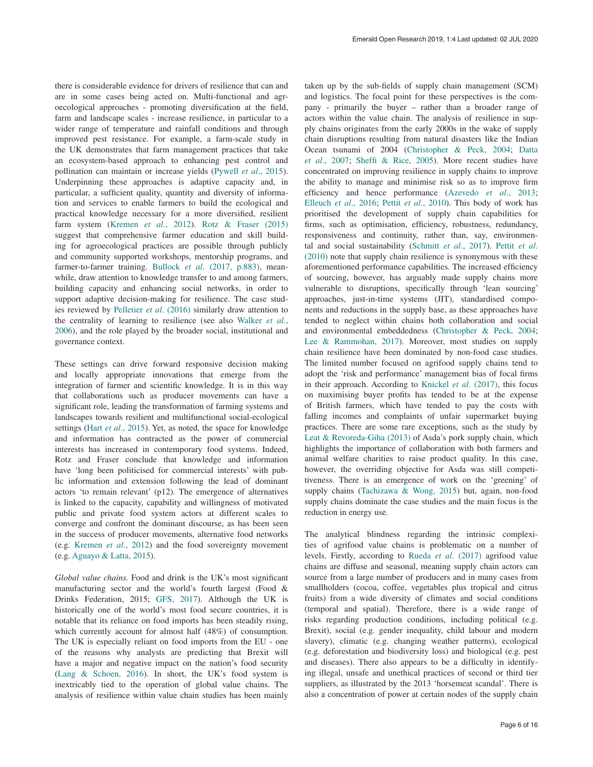there is considerable evidence for drivers of resilience that can and are in some cases being acted on. Multi-functional and agroecological approaches - promoting diversification at the field, farm and landscape scales - increase resilience, in particular to a wider range of temperature and rainfall conditions and through improved pest resistance. For example, a farm-scale study in the UK demonstrates that farm management practices that take an ecosystem-based approach to enhancing pest control and pollination can maintain or increase yields (Pywell *et al*., 2015). Underpinning these approaches is adaptive capacity and, in particular, a sufficient quality, quantity and diversity of information and services to enable farmers to build the ecological and practical knowledge necessary for a more diversified, resilient farm system (Kremen *et al*., 2012). Rotz & Fraser (2015) suggest that comprehensive farmer education and skill building for agroecological practices are possible through publicly and community supported workshops, mentorship programs, and farmer-to-farmer training. Bullock *et al*. (2017, p.883), meanwhile, draw attention to knowledge transfer to and among farmers, building capacity and enhancing social networks, in order to support adaptive decision-making for resilience. The case studies reviewed by Pelletier *et al*. (2016) similarly draw attention to the centrality of learning to resilience (see also Walker *et al.*, 2006), and the role played by the broader social, institutional and governance context.

These settings can drive forward responsive decision making and locally appropriate innovations that emerge from the integration of farmer and scientific knowledge. It is in this way that collaborations such as producer movements can have a significant role, leading the transformation of farming systems and landscapes towards resilient and multifunctional social-ecological settings (Hart *et al*., 2015). Yet, as noted, the space for knowledge and information has contracted as the power of commercial interests has increased in contemporary food systems. Indeed, Rotz and Fraser conclude that knowledge and information have 'long been politicised for commercial interests' with public information and extension following the lead of dominant actors 'to remain relevant' (p12). The emergence of alternatives is linked to the capacity, capability and willingness of motivated public and private food system actors at different scales to converge and confront the dominant discourse, as has been seen in the success of producer movements, alternative food networks (e.g. Kremen *et al*., 2012) and the food sovereignty movement (e.g. Aguayo & Latta, 2015).

*Global value chains.* Food and drink is the UK's most significant manufacturing sector and the world's fourth largest (Food & Drinks Federation, 2015; GFS, 2017). Although the UK is historically one of the world's most food secure countries, it is notable that its reliance on food imports has been steadily rising, which currently account for almost half (48%) of consumption. The UK is especially reliant on food imports from the EU - one of the reasons why analysts are predicting that Brexit will have a major and negative impact on the nation's food security (Lang & Schoen, 2016). In short, the UK's food system is inextricably tied to the operation of global value chains. The analysis of resilience within value chain studies has been mainly taken up by the sub-fields of supply chain management (SCM) and logistics. The focal point for these perspectives is the company - primarily the buyer – rather than a broader range of actors within the value chain. The analysis of resilience in supply chains originates from the early 2000s in the wake of supply chain disruptions resulting from natural disasters like the Indian Ocean tsunami of 2004 (Christopher & Peck, 2004; Datta *et al*., 2007; Sheffi & Rice, 2005). More recent studies have concentrated on improving resilience in supply chains to improve the ability to manage and minimise risk so as to improve firm efficiency and hence performance (Azevedo *et al*., 2013; Elleuch *et al*., 2016; Pettit *et al*., 2010). This body of work has prioritised the development of supply chain capabilities for firms, such as optimisation, efficiency, robustness, redundancy, responsiveness and continuity, rather than, say, environmental and social sustainability (Schmitt *et al*., 2017). Pettit *et al.* (2010) note that supply chain resilience is synonymous with these aforementioned performance capabilities. The increased efficiency of sourcing, however, has arguably made supply chains more vulnerable to disruptions, specifically through 'lean sourcing' approaches, just-in-time systems (JIT), standardised components and reductions in the supply base, as these approaches have tended to neglect within chains both collaboration and social and environmental embeddedness (Christopher & Peck, 2004; Lee & Rammohan, 2017). Moreover, most studies on supply chain resilience have been dominated by non-food case studies. The limited number focused on agrifood supply chains tend to adopt the 'risk and performance' management bias of focal firms in their approach. According to Knickel *et al*. (2017), this focus on maximising buyer profits has tended to be at the expense of British farmers, which have tended to pay the costs with falling incomes and complaints of unfair supermarket buying practices. There are some rare exceptions, such as the study by Leat & Revoreda-Giha (2013) of Asda's pork supply chain, which highlights the importance of collaboration with both farmers and animal welfare charities to raise product quality. In this case, however, the overriding objective for Asda was still competitiveness. There is an emergence of work on the 'greening' of supply chains (Tachizawa & Wong, 2015) but, again, non-food supply chains dominate the case studies and the main focus is the reduction in energy use.

The analytical blindness regarding the intrinsic complexities of agrifood value chains is problematic on a number of levels. Firstly, according to Rueda *et al*. (2017) agrifood value chains are diffuse and seasonal, meaning supply chain actors can source from a large number of producers and in many cases from smallholders (cocoa, coffee, vegetables plus tropical and citrus fruits) from a wide diversity of climates and social conditions (temporal and spatial). Therefore, there is a wide range of risks regarding production conditions, including political (e.g. Brexit), social (e.g. gender inequality, child labour and modern slavery), climatic (e.g. changing weather patterns), ecological (e.g. deforestation and biodiversity loss) and biological (e.g. pest and diseases). There also appears to be a difficulty in identifying illegal, unsafe and unethical practices of second or third tier suppliers, as illustrated by the 2013 'horsemeat scandal'. There is also a concentration of power at certain nodes of the supply chain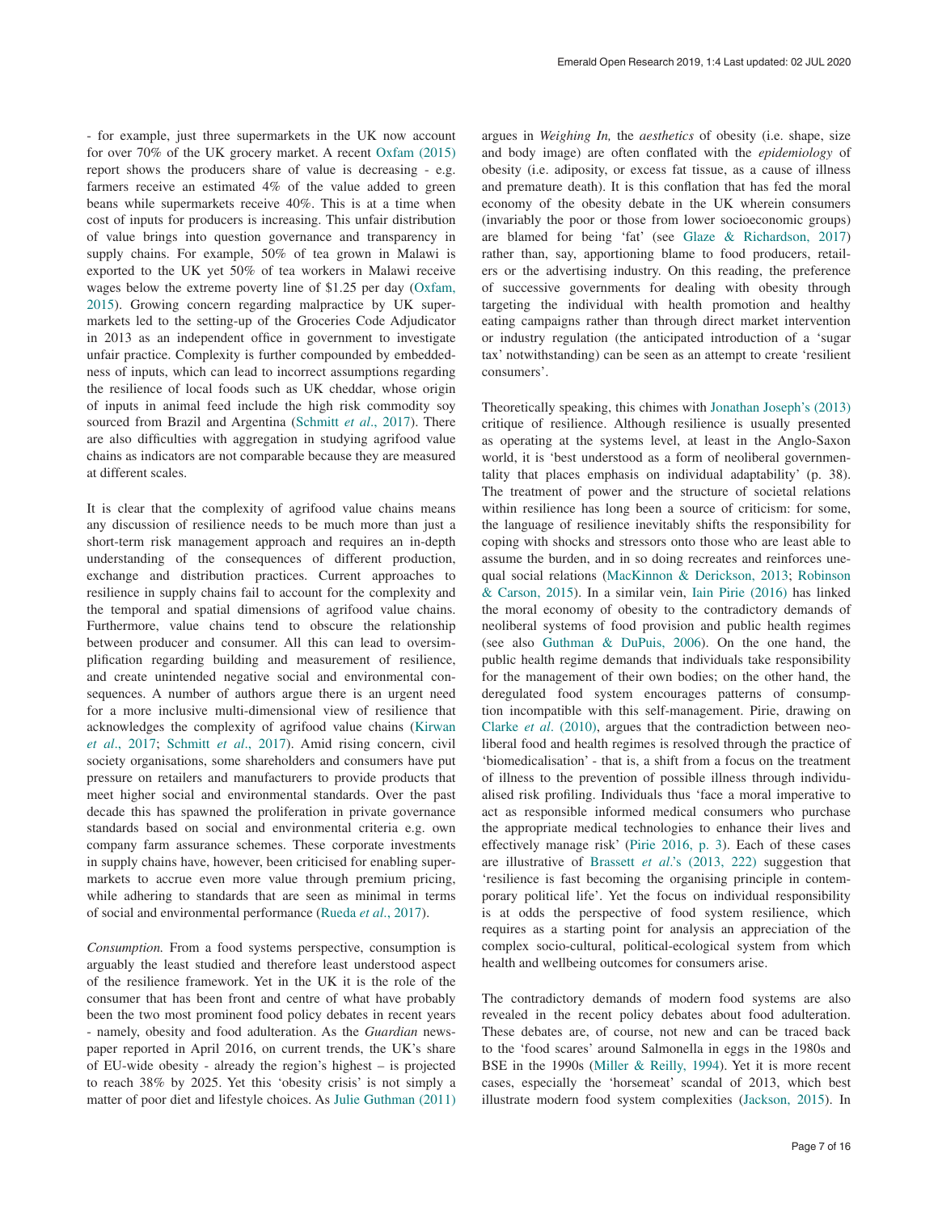- for example, just three supermarkets in the UK now account for over 70% of the UK grocery market. A recent Oxfam (2015) report shows the producers share of value is decreasing - e.g. farmers receive an estimated 4% of the value added to green beans while supermarkets receive 40%. This is at a time when cost of inputs for producers is increasing. This unfair distribution of value brings into question governance and transparency in supply chains. For example, 50% of tea grown in Malawi is exported to the UK yet 50% of tea workers in Malawi receive wages below the extreme poverty line of $1.25 per day (Oxfam, 2015). Growing concern regarding malpractice by UK supermarkets led to the setting-up of the Groceries Code Adjudicator in 2013 as an independent office in government to investigate unfair practice. Complexity is further compounded by embeddedness of inputs, which can lead to incorrect assumptions regarding the resilience of local foods such as UK cheddar, whose origin of inputs in animal feed include the high risk commodity soy sourced from Brazil and Argentina (Schmitt *et al*., 2017). There are also difficulties with aggregation in studying agrifood value chains as indicators are not comparable because they are measured at different scales.

It is clear that the complexity of agrifood value chains means any discussion of resilience needs to be much more than just a short-term risk management approach and requires an in-depth understanding of the consequences of different production, exchange and distribution practices. Current approaches to resilience in supply chains fail to account for the complexity and the temporal and spatial dimensions of agrifood value chains. Furthermore, value chains tend to obscure the relationship between producer and consumer. All this can lead to oversimplification regarding building and measurement of resilience, and create unintended negative social and environmental consequences. A number of authors argue there is an urgent need for a more inclusive multi-dimensional view of resilience that acknowledges the complexity of agrifood value chains (Kirwan *et al*., 2017; Schmitt *et al*., 2017). Amid rising concern, civil society organisations, some shareholders and consumers have put pressure on retailers and manufacturers to provide products that meet higher social and environmental standards. Over the past decade this has spawned the proliferation in private governance standards based on social and environmental criteria e.g. own company farm assurance schemes. These corporate investments in supply chains have, however, been criticised for enabling supermarkets to accrue even more value through premium pricing, while adhering to standards that are seen as minimal in terms of social and environmental performance (Rueda *et al*., 2017).

*Consumption.* From a food systems perspective, consumption is arguably the least studied and therefore least understood aspect of the resilience framework. Yet in the UK it is the role of the consumer that has been front and centre of what have probably been the two most prominent food policy debates in recent years - namely, obesity and food adulteration. As the *Guardian* newspaper reported in April 2016, on current trends, the UK's share of EU-wide obesity - already the region's highest – is projected to reach 38% by 2025. Yet this 'obesity crisis' is not simply a matter of poor diet and lifestyle choices. As Julie Guthman (2011) argues in *Weighing In,* the *aesthetics* of obesity (i.e. shape, size and body image) are often conflated with the *epidemiology* of obesity (i.e. adiposity, or excess fat tissue, as a cause of illness and premature death). It is this conflation that has fed the moral economy of the obesity debate in the UK wherein consumers (invariably the poor or those from lower socioeconomic groups) are blamed for being 'fat' (see Glaze & Richardson, 2017) rather than, say, apportioning blame to food producers, retailers or the advertising industry. On this reading, the preference of successive governments for dealing with obesity through targeting the individual with health promotion and healthy eating campaigns rather than through direct market intervention or industry regulation (the anticipated introduction of a 'sugar tax' notwithstanding) can be seen as an attempt to create 'resilient consumers'.

Theoretically speaking, this chimes with Jonathan Joseph's (2013) critique of resilience. Although resilience is usually presented as operating at the systems level, at least in the Anglo-Saxon world, it is 'best understood as a form of neoliberal governmentality that places emphasis on individual adaptability' (p. 38). The treatment of power and the structure of societal relations within resilience has long been a source of criticism: for some, the language of resilience inevitably shifts the responsibility for coping with shocks and stressors onto those who are least able to assume the burden, and in so doing recreates and reinforces unequal social relations (MacKinnon & Derickson, 2013; Robinson & Carson, 2015). In a similar vein, Iain Pirie (2016) has linked the moral economy of obesity to the contradictory demands of neoliberal systems of food provision and public health regimes (see also Guthman & DuPuis, 2006). On the one hand, the public health regime demands that individuals take responsibility for the management of their own bodies; on the other hand, the deregulated food system encourages patterns of consumption incompatible with this self-management. Pirie, drawing on Clarke *et al*. (2010), argues that the contradiction between neoliberal food and health regimes is resolved through the practice of 'biomedicalisation' - that is, a shift from a focus on the treatment of illness to the prevention of possible illness through individualised risk profiling. Individuals thus 'face a moral imperative to act as responsible informed medical consumers who purchase the appropriate medical technologies to enhance their lives and effectively manage risk' (Pirie 2016, p. 3). Each of these cases are illustrative of Brassett *et al*.'s (2013, 222) suggestion that 'resilience is fast becoming the organising principle in contemporary political life'. Yet the focus on individual responsibility is at odds the perspective of food system resilience, which requires as a starting point for analysis an appreciation of the complex socio-cultural, political-ecological system from which health and wellbeing outcomes for consumers arise.

The contradictory demands of modern food systems are also revealed in the recent policy debates about food adulteration. These debates are, of course, not new and can be traced back to the 'food scares' around Salmonella in eggs in the 1980s and BSE in the 1990s (Miller & Reilly, 1994). Yet it is more recent cases, especially the 'horsemeat' scandal of 2013, which best illustrate modern food system complexities (Jackson, 2015). In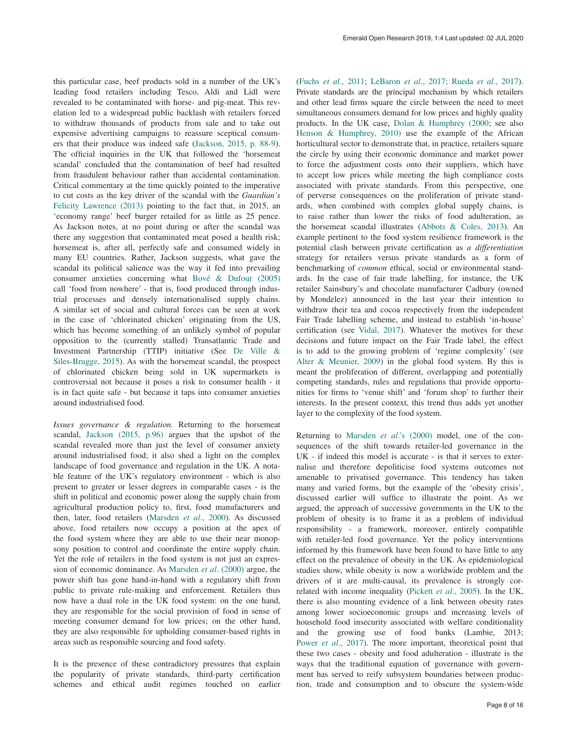this particular case, beef products sold in a number of the UK's leading food retailers including Tesco, Aldi and Lidl were revealed to be contaminated with horse- and pig-meat. This revelation led to a widespread public backlash with retailers forced to withdraw thousands of products from sale and to take out expensive advertising campaigns to reassure sceptical consumers that their produce was indeed safe (Jackson, 2015, p. 88-9). The official inquiries in the UK that followed the 'horsemeat scandal' concluded that the contamination of beef had resulted from fraudulent behaviour rather than accidental contamination. Critical commentary at the time quickly pointed to the imperative to cut costs as the key driver of the scandal with the *Guardian's* Felicity Lawrence (2013) pointing to the fact that, in 2015, an 'economy range' beef burger retailed for as little as 25 pence. As Jackson notes, at no point during or after the scandal was there any suggestion that contaminated meat posed a health risk; horsemeat is, after all, perfectly safe and consumed widely in many EU countries. Rather, Jackson suggests, what gave the scandal its political salience was the way it fed into prevailing consumer anxieties concerning what Bové & Dufour (2005) call 'food from nowhere' - that is, food produced through industrial processes and densely internationalised supply chains. A similar set of social and cultural forces can be seen at work in the case of 'chlorinated chicken' originating from the US, which has become something of an unlikely symbol of popular opposition to the (currently stalled) Transatlantic Trade and Investment Partnership (TTIP) initiative (See De Ville & Siles-Brugge, 2015). As with the horsemeat scandal, the prospect of chlorinated chicken being sold in UK supermarkets is controversial not because it poses a risk to consumer health - it is in fact quite safe - but because it taps into consumer anxieties around industrialised food.

*Issues governance & regulation.* Returning to the horsemeat scandal, Jackson (2015, p.96) argues that the upshot of the scandal revealed more than just the level of consumer anxiety around industrialised food; it also shed a light on the complex landscape of food governance and regulation in the UK. A notable feature of the UK's regulatory environment - which is also present to greater or lesser degrees in comparable cases - is the shift in political and economic power along the supply chain from agricultural production policy to, first, food manufacturers and then, later, food retailers (Marsden *et al*., 2000). As discussed above, food retailers now occupy a position at the apex of the food system where they are able to use their near monopsony position to control and coordinate the entire supply chain. Yet the role of retailers in the food system is not just an expression of economic dominance. As Marsden *et al*. (2000) argue, the power shift has gone hand-in-hand with a regulatory shift from public to private rule-making and enforcement. Retailers thus now have a dual role in the UK food system: on the one hand, they are responsible for the social provision of food in sense of meeting consumer demand for low prices; on the other hand, they are also responsible for upholding consumer-based rights in areas such as responsible sourcing and food safety.

It is the presence of these contradictory pressures that explain the popularity of private standards, third-party certification schemes and ethical audit regimes touched on earlier (Fuchs *et al*., 2011; LeBaron *et al*., 2017; Rueda *et al*., 2017). Private standards are the principal mechanism by which retailers and other lead firms square the circle between the need to meet simultaneous consumers demand for low prices and highly quality products. In the UK case, Dolan & Humphrey (2000; see also Henson & Humphrey, 2010) use the example of the African horticultural sector to demonstrate that, in practice, retailers square the circle by using their economic dominance and market power to force the adjustment costs onto their suppliers, which have to accept low prices while meeting the high compliance costs associated with private standards. From this perspective, one of perverse consequences on the proliferation of private standards, when combined with complex global supply chains, is to raise rather than lower the risks of food adulteration, as the horsemeat scandal illustrates (Abbots & Coles, 2013). An example pertinent to the food system resilience framework is the potential clash between private certification as *a differentiation* strategy for retailers versus private standards as a form of benchmarking of *common* ethical, social or environmental standards. In the case of fair trade labelling, for instance, the UK retailer Sainsbury's and chocolate manufacturer Cadbury (owned by Mondelez) announced in the last year their intention to withdraw their tea and cocoa respectively from the independent Fair Trade labelling scheme, and instead to establish 'in-house' certification (see Vidal, 2017). Whatever the motives for these decisions and future impact on the Fair Trade label, the effect is to add to the growing problem of 'regime complexity' (see Alter & Meunier, 2009) in the global food system. By this is meant the proliferation of different, overlapping and potentially competing standards, rules and regulations that provide opportunities for firms to 'venue shift' and 'forum shop' to further their interests. In the present context, this trend thus adds yet another layer to the complexity of the food system.

Returning to Marsden *et al*.'s (2000) model, one of the consequences of the shift towards retailer-led governance in the UK - if indeed this model is accurate - is that it serves to externalise and therefore depoliticise food systems outcomes not amenable to privatised governance. This tendency has taken many and varied forms, but the example of the 'obesity crisis', discussed earlier will suffice to illustrate the point. As we argued, the approach of successive governments in the UK to the problem of obesity is to frame it as a problem of individual responsibility - a framework, moreover, entirely compatible with retailer-led food governance. Yet the policy interventions informed by this framework have been found to have little to any effect on the prevalence of obesity in the UK. As epidemiological studies show, while obesity is now a worldwide problem and the drivers of it are multi-causal, its prevalence is strongly correlated with income inequality (Pickett *et al*., 2005). In the UK, there is also mounting evidence of a link between obesity rates among lower socioeconomic groups and increasing levels of household food insecurity associated with welfare conditionality and the growing use of food banks (Lambie, 2013; Power *et al*., 2017). The more important, theoretical point that these two cases - obesity and food adulteration - illustrate is the ways that the traditional equation of governance with government has served to reify subsystem boundaries between production, trade and consumption and to obscure the system-wide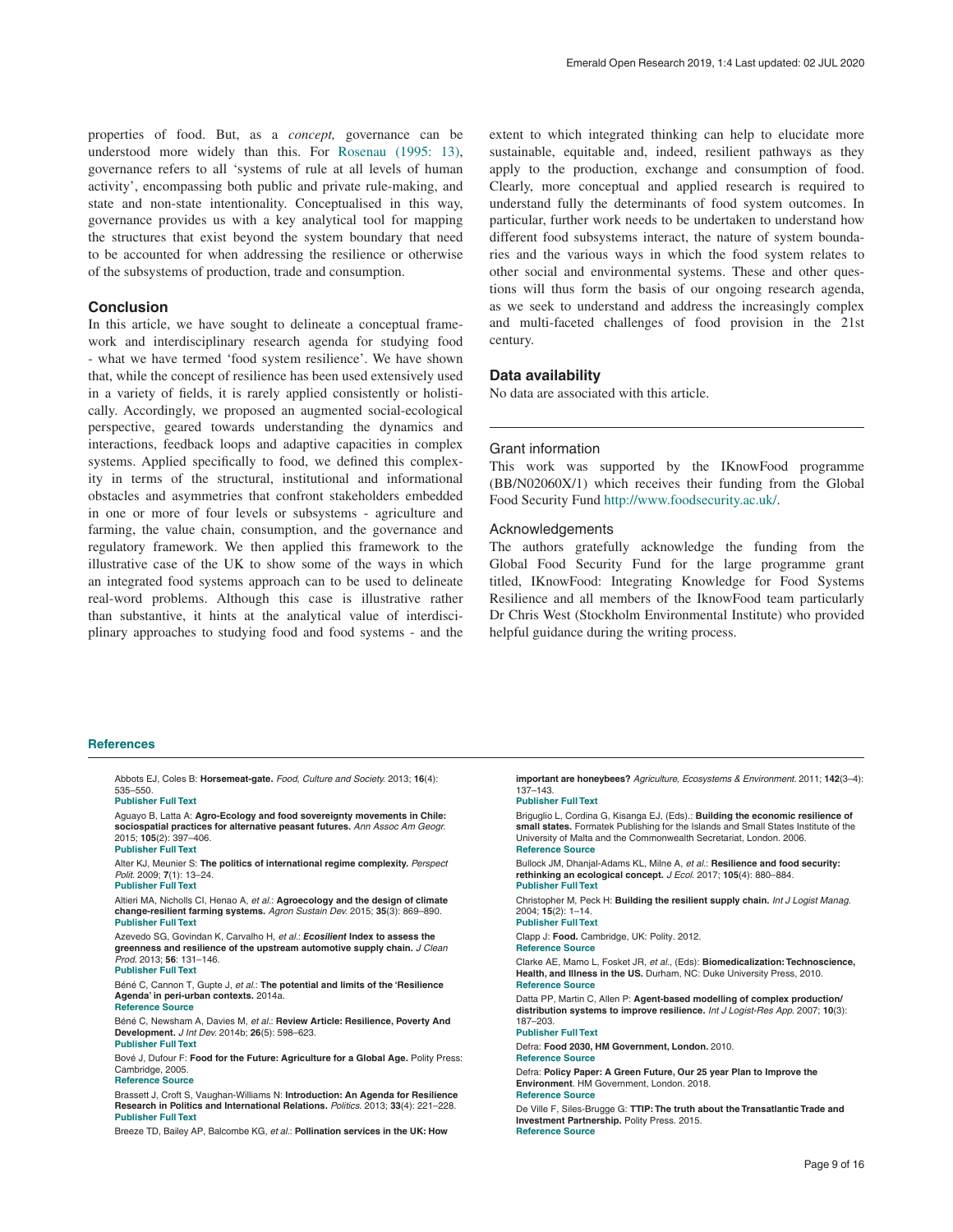properties of food. But, as a *concept,* governance can be understood more widely than this. For Rosenau (1995: 13), governance refers to all 'systems of rule at all levels of human activity', encompassing both public and private rule-making, and state and non-state intentionality. Conceptualised in this way, governance provides us with a key analytical tool for mapping the structures that exist beyond the system boundary that need to be accounted for when addressing the resilience or otherwise of the subsystems of production, trade and consumption.

## Conclusion

In this article, we have sought to delineate a conceptual framework and interdisciplinary research agenda for studying food - what we have termed 'food system resilience'. We have shown that, while the concept of resilience has been used extensively used in a variety of fields, it is rarely applied consistently or holistically. Accordingly, we proposed an augmented social-ecological perspective, geared towards understanding the dynamics and interactions, feedback loops and adaptive capacities in complex systems. Applied specifically to food, we defined this complexity in terms of the structural, institutional and informational obstacles and asymmetries that confront stakeholders embedded in one or more of four levels or subsystems - agriculture and farming, the value chain, consumption, and the governance and regulatory framework. We then applied this framework to the illustrative case of the UK to show some of the ways in which an integrated food systems approach can to be used to delineate real-word problems. Although this case is illustrative rather than substantive, it hints at the analytical value of interdisciplinary approaches to studying food and food systems - and the extent to which integrated thinking can help to elucidate more sustainable, equitable and, indeed, resilient pathways as they apply to the production, exchange and consumption of food. Clearly, more conceptual and applied research is required to understand fully the determinants of food system outcomes. In particular, further work needs to be undertaken to understand how different food subsystems interact, the nature of system boundaries and the various ways in which the food system relates to other social and environmental systems. These and other questions will thus form the basis of our ongoing research agenda, as we seek to understand and address the increasingly complex and multi-faceted challenges of food provision in the 21st century.

## Data availability

No data are associated with this article.

### Grant information

This work was supported by the IKnowFood programme (BB/N02060X/1) which receives their funding from the Global Food Security Fund http://www.foodsecurity.ac.uk/.

### Acknowledgements

The authors gratefully acknowledge the funding from the Global Food Security Fund for the large programme grant titled, IKnowFood: Integrating Knowledge for Food Systems Resilience and all members of the IknowFood team particularly Dr Chris West (Stockholm Environmental Institute) who provided helpful guidance during the writing process.

## References

Abbots EJ, Coles B: **Horsemeat-gate.** *Food, Culture and Society.* 2013; **16**(4): 535–550.
Publisher Full Text

Aguayo B, Latta A: **Agro-Ecology and food sovereignty movements in Chile: sociospatial practices for alternative peasant futures.** *Ann Assoc Am Geogr.* 2015; **105**(2): 397–406.
Publisher Full Text

Alter KJ, Meunier S: **The politics of international regime complexity.** *Perspect Polit.* 2009; **7**(1): 13–24.
Publisher Full Text

Altieri MA, Nicholls CI, Henao A, *et al.*: **Agroecology and the design of climate change-resilient farming systems.** *Agron Sustain Dev.* 2015; **35**(3): 869–890.
Publisher Full Text

Azevedo SG, Govindan K, Carvalho H, *et al.*: ***Ecosilient* Index to assess the greenness and resilience of the upstream automotive supply chain.** *J Clean Prod.* 2013; **56**: 131–146.
Publisher Full Text

Béné C, Cannon T, Gupte J, *et al.*: **The potential and limits of the 'Resilience Agenda' in peri-urban contexts.** 2014a.
Reference Source

Béné C, Newsham A, Davies M, *et al.*: **Review Article: Resilience, Poverty And Development.** *J Int Dev.* 2014b; **26**(5): 598–623.
Publisher Full Text

Bové J, Dufour F: **Food for the Future: Agriculture for a Global Age.** Polity Press: Cambridge, 2005.
Reference Source

Brassett J, Croft S, Vaughan-Williams N: **Introduction: An Agenda for Resilience Research in Politics and International Relations.** *Politics.* 2013; **33**(4): 221–228.
Publisher Full Text

Breeze TD, Bailey AP, Balcombe KG, *et al.*: **Pollination services in the UK: How important are honeybees?** *Agriculture, Ecosystems & Environment.* 2011; **142**(3–4): 137–143.
Publisher Full Text

Briguglio L, Cordina G, Kisanga EJ, (Eds).: **Building the economic resilience of small states.** Formatek Publishing for the Islands and Small States Institute of the University of Malta and the Commonwealth Secretariat, London. 2006.
Reference Source

Bullock JM, Dhanjal-Adams KL, Milne A, *et al.*: **Resilience and food security: rethinking an ecological concept.** *J Ecol.* 2017; **105**(4): 880–884.
Publisher Full Text

Christopher M, Peck H: **Building the resilient supply chain.** *Int J Logist Manag.* 2004; **15**(2): 1–14.
Publisher Full Text

Clapp J: **Food.** Cambridge, UK: Polity. 2012.
Reference Source

Clarke AE, Mamo L, Fosket JR, *et al.,* (Eds): **Biomedicalization: Technoscience, Health, and Illness in the US.** Durham, NC: Duke University Press, 2010.
Reference Source

Datta PP, Martin C, Allen P: **Agent-based modelling of complex production/distribution systems to improve resilience.** *Int J Logist-Res App.* 2007; **10**(3): 187–203.
Publisher Full Text

Defra: **Food 2030, HM Government, London.** 2010.
Reference Source

Defra: **Policy Paper: A Green Future, Our 25 year Plan to Improve the Environment**. HM Government, London. 2018.
Reference Source

De Ville F, Siles-Brugge G: **TTIP: The truth about the Transatlantic Trade and Investment Partnership.** Polity Press. 2015.
Reference Source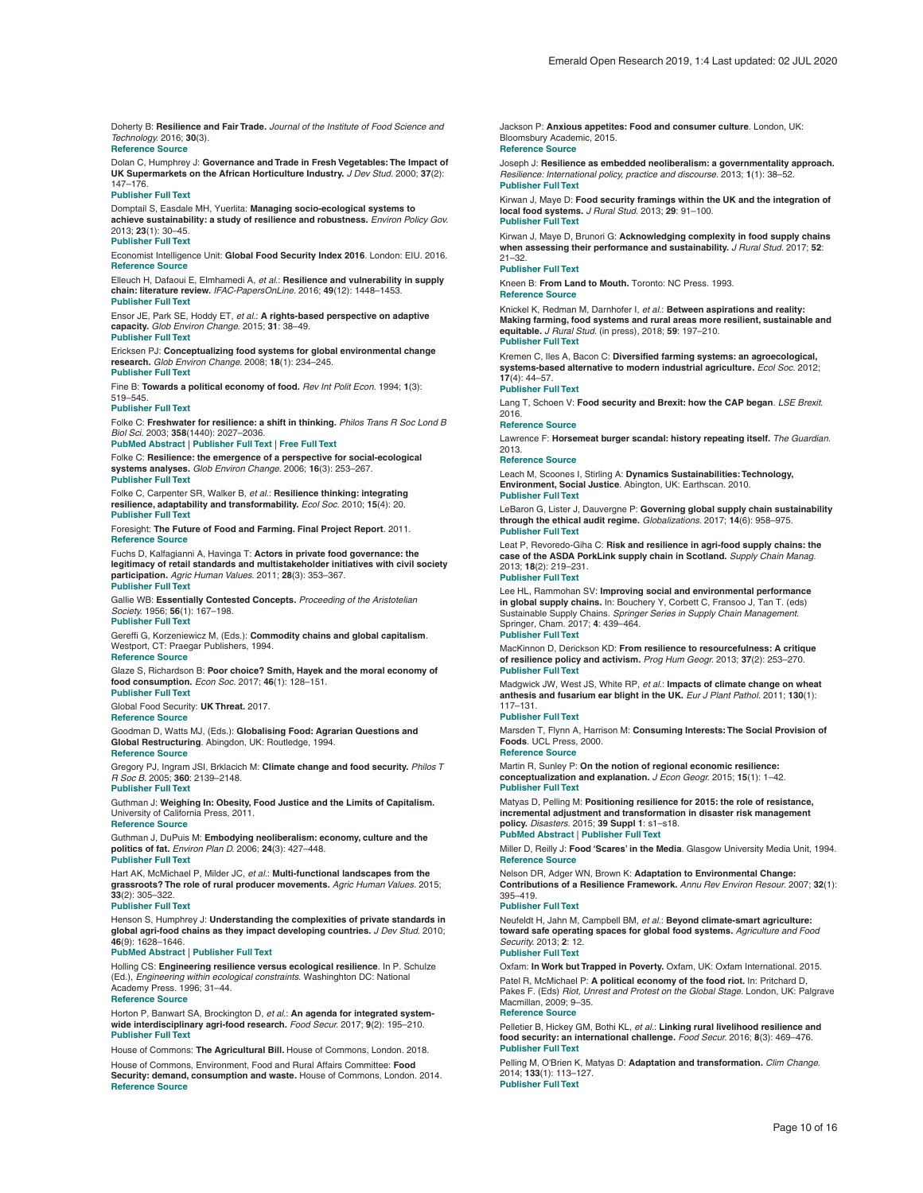Doherty B: **Resilience and Fair Trade.** *Journal of the Institute of Food Science and Technology.* 2016; **30**(3).
**Reference Source**

Dolan C, Humphrey J: **Governance and Trade in Fresh Vegetables: The Impact of UK Supermarkets on the African Horticulture Industry.** *J Dev Stud.* 2000; **37**(2): 147–176.
**Publisher Full Text**

Domptail S, Easdale MH, Yuerlita: **Managing socio-ecological systems to achieve sustainability: a study of resilience and robustness.** *Environ Policy Gov.* 2013; **23**(1): 30–45.
**Publisher Full Text**

Economist Intelligence Unit: **Global Food Security Index 2016**. London: EIU. 2016.
**Reference Source**

Elleuch H, Dafaoui E, Elmhamedi A, *et al.*: **Resilience and vulnerability in supply chain: literature review.** *IFAC-PapersOnLine.* 2016; **49**(12): 1448–1453.
**Publisher Full Text**

Ensor JE, Park SE, Hoddy ET, *et al.*: **A rights-based perspective on adaptive capacity.** *Glob Environ Change.* 2015; **31**: 38–49.
**Publisher Full Text**

Ericksen PJ: **Conceptualizing food systems for global environmental change research.** *Glob Environ Change.* 2008; **18**(1): 234–245.
**Publisher Full Text**

Fine B: **Towards a political economy of food.** *Rev Int Polit Econ.* 1994; **1**(3): 519–545.
**Publisher Full Text**

Folke C: **Freshwater for resilience: a shift in thinking.** *Philos Trans R Soc Lond B Biol Sci.* 2003; **358**(1440): 2027–2036.
**PubMed Abstract** | **Publisher Full Text** | **Free Full Text**

Folke C: **Resilience: the emergence of a perspective for social-ecological systems analyses.** *Glob Environ Change.* 2006; **16**(3): 253–267.
**Publisher Full Text**

Folke C, Carpenter SR, Walker B, *et al.*: **Resilience thinking: integrating resilience, adaptability and transformability.** *Ecol Soc.* 2010; **15**(4): 20.
**Publisher Full Text**

Foresight: **The Future of Food and Farming. Final Project Report**. 2011.
**Reference Source**

Fuchs D, Kalfagianni A, Havinga T: **Actors in private food governance: the legitimacy of retail standards and multistakeholder initiatives with civil society participation.** *Agric Human Values.* 2011; **28**(3): 353–367.
**Publisher Full Text**

Gallie WB: **Essentially Contested Concepts.** *Proceeding of the Aristotelian Society.* 1956; **56**(1): 167–198.
**Publisher Full Text**

Gereffi G, Korzeniewicz M, (Eds.): **Commodity chains and global capitalism**. Westport, CT: Praegar Publishers, 1994.
**Reference Source**

Glaze S, Richardson B: **Poor choice? Smith, Hayek and the moral economy of food consumption.** *Econ Soc.* 2017; **46**(1): 128–151.
**Publisher Full Text**

Global Food Security: **UK Threat.** 2017.
**Reference Source**

Goodman D, Watts MJ, (Eds.): **Globalising Food: Agrarian Questions and Global Restructuring**. Abingdon, UK: Routledge, 1994.
**Reference Source**

Gregory PJ, Ingram JSI, Brklacich M: **Climate change and food security.** *Philos T R Soc B.* 2005; **360**: 2139–2148.
**Publisher Full Text**

Guthman J: **Weighing In: Obesity, Food Justice and the Limits of Capitalism.** University of California Press, 2011.
**Reference Source**

Guthman J, DuPuis M: **Embodying neoliberalism: economy, culture and the politics of fat.** *Environ Plan D.* 2006; **24**(3): 427–448.
**Publisher Full Text**

Hart AK, McMichael P, Milder JC, *et al.*: **Multi-functional landscapes from the grassroots? The role of rural producer movements.** *Agric Human Values.* 2015; **33**(2): 305–322.
**Publisher Full Text**

Henson S, Humphrey J: **Understanding the complexities of private standards in global agri-food chains as they impact developing countries.** *J Dev Stud.* 2010; **46**(9): 1628–1646.
**PubMed Abstract** | **Publisher Full Text**

Holling CS: **Engineering resilience versus ecological resilience**. In P. Schulze (Ed.), *Engineering within ecological constraints.* Washinghton DC: National Academy Press. 1996; 31–44.
**Reference Source**

Horton P, Banwart SA, Brockington D, *et al.*: **An agenda for integrated system-wide interdisciplinary agri-food research.** *Food Secur.* 2017; **9**(2): 195–210.
**Publisher Full Text**

House of Commons: **The Agricultural Bill.** House of Commons, London. 2018.

House of Commons, Environment, Food and Rural Affairs Committee: **Food Security: demand, consumption and waste.** House of Commons, London. 2014.
**Reference Source**

Jackson P: **Anxious appetites: Food and consumer culture**. London, UK: Bloomsbury Academic, 2015.
**Reference Source**

Joseph J: **Resilience as embedded neoliberalism: a governmentality approach.** *Resilience: International policy, practice and discourse.* 2013; **1**(1): 38–52.
**Publisher Full Text**

Kirwan J, Maye D: **Food security framings within the UK and the integration of local food systems.** *J Rural Stud.* 2013; **29**: 91–100.
**Publisher Full Text**

Kirwan J, Maye D, Brunori G: **Acknowledging complexity in food supply chains when assessing their performance and sustainability.** *J Rural Stud.* 2017; **52**: 21–32.
**Publisher Full Text**

Kneen B: **From Land to Mouth.** Toronto: NC Press. 1993.
**Reference Source**

Knickel K, Redman M, Darnhofer I, *et al.*: **Between aspirations and reality: Making farming, food systems and rural areas more resilient, sustainable and equitable.** *J Rural Stud.* (in press), 2018; **59**: 197–210.
**Publisher Full Text**

Kremen C, Iles A, Bacon C: **Diversified farming systems: an agroecological, systems-based alternative to modern industrial agriculture.** *Ecol Soc.* 2012; **17**(4): 44–57.
**Publisher Full Text**

Lang T, Schoen V: **Food security and Brexit: how the CAP began**. *LSE Brexit.* 2016.
**Reference Source**

Lawrence F: **Horsemeat burger scandal: history repeating itself.** *The Guardian.* 2013.
**Reference Source**

Leach M, Scoones I, Stirling A: **Dynamics Sustainabilities: Technology, Environment, Social Justice**. Abington, UK: Earthscan. 2010.
**Publisher Full Text**

LeBaron G, Lister J, Dauvergne P: **Governing global supply chain sustainability through the ethical audit regime.** *Globalizations.* 2017; **14**(6): 958–975.
**Publisher Full Text**

Leat P, Revoredo-Giha C: **Risk and resilience in agri-food supply chains: the case of the ASDA PorkLink supply chain in Scotland.** *Supply Chain Manag.* 2013; **18**(2): 219–231.
**Publisher Full Text**

Lee HL, Rammohan SV: **Improving social and environmental performance in global supply chains.** In: Bouchery Y, Corbett C, Fransoo J, Tan T. (eds) Sustainable Supply Chains. *Springer Series in Supply Chain Management.* Springer, Cham. 2017; **4**: 439–464.
**Publisher Full Text**

MacKinnon D, Derickson KD: **From resilience to resourcefulness: A critique of resilience policy and activism.** *Prog Hum Geogr.* 2013; **37**(2): 253–270.
**Publisher Full Text**

Madgwick JW, West JS, White RP, *et al.*: **Impacts of climate change on wheat anthesis and fusarium ear blight in the UK.** *Eur J Plant Pathol.* 2011; **130**(1): 117–131.
**Publisher Full Text**

Marsden T, Flynn A, Harrison M: **Consuming Interests: The Social Provision of Foods**. UCL Press, 2000.
**Reference Source**

Martin R, Sunley P: **On the notion of regional economic resilience: conceptualization and explanation.** *J Econ Geogr.* 2015; **15**(1): 1–42.
**Publisher Full Text**

Matyas D, Pelling M: **Positioning resilience for 2015: the role of resistance, incremental adjustment and transformation in disaster risk management policy.** *Disasters.* 2015; **39 Suppl 1**: s1–s18.
**PubMed Abstract** | **Publisher Full Text**

Miller D, Reilly J: **Food 'Scares' in the Media**. Glasgow University Media Unit, 1994.
**Reference Source**

Nelson DR, Adger WN, Brown K: **Adaptation to Environmental Change: Contributions of a Resilience Framework.** *Annu Rev Environ Resour.* 2007; **32**(1): 395–419.
**Publisher Full Text**

Neufeldt H, Jahn M, Campbell BM, *et al.*: **Beyond climate-smart agriculture: toward safe operating spaces for global food systems.** *Agriculture and Food Security.* 2013; **2**: 12.
**Publisher Full Text**

Oxfam: **In Work but Trapped in Poverty.** Oxfam, UK: Oxfam International. 2015.

Patel R, McMichael P: **A political economy of the food riot.** In: Pritchard D, Pakes F. (Eds) *Riot, Unrest and Protest on the Global Stage.* London, UK: Palgrave Macmillan, 2009; 9–35.
**Reference Source**

Pelletier B, Hickey GM, Bothi KL, *et al.*: **Linking rural livelihood resilience and food security: an international challenge.** *Food Secur.* 2016; **8**(3): 469–476.
**Publisher Full Text**

Pelling M, O'Brien K, Matyas D: **Adaptation and transformation.** *Clim Change.* 2014; **133**(1): 113–127.
**Publisher Full Text**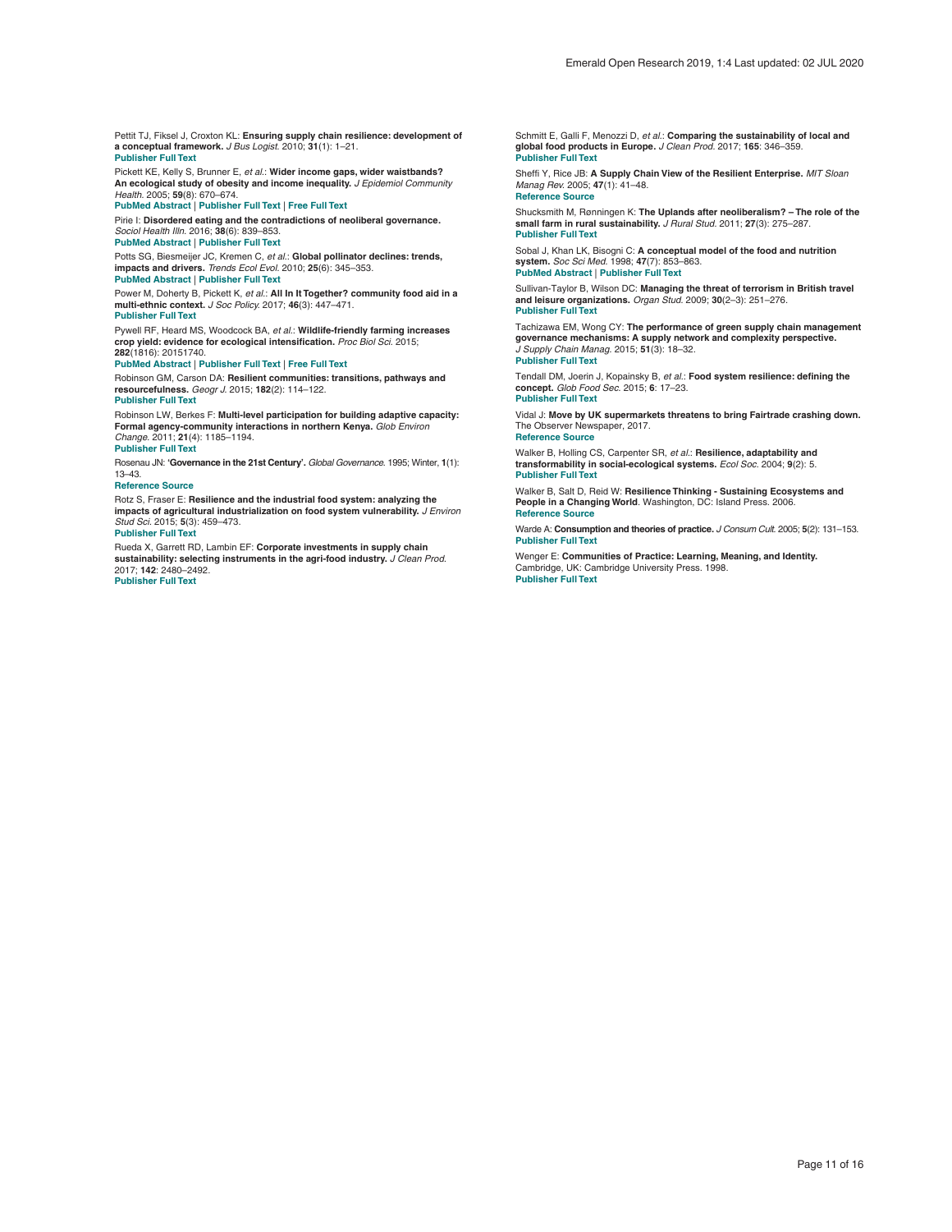Pettit TJ, Fiksel J, Croxton KL: **Ensuring supply chain resilience: development of a conceptual framework.** *J Bus Logist.* 2010; **31**(1): 1–21.
**Publisher Full Text**

Pickett KE, Kelly S, Brunner E, *et al.*: **Wider income gaps, wider waistbands? An ecological study of obesity and income inequality.** *J Epidemiol Community Health.* 2005; **59**(8): 670–674.
**PubMed Abstract** | **Publisher Full Text** | **Free Full Text**

Pirie I: **Disordered eating and the contradictions of neoliberal governance.** *Sociol Health Illn.* 2016; **38**(6): 839–853.
**PubMed Abstract** | **Publisher Full Text**

Potts SG, Biesmeijer JC, Kremen C, *et al.*: **Global pollinator declines: trends, impacts and drivers.** *Trends Ecol Evol.* 2010; **25**(6): 345–353.
**PubMed Abstract** | **Publisher Full Text**

Power M, Doherty B, Pickett K, *et al.*: **All In It Together? community food aid in a multi-ethnic context.** *J Soc Policy.* 2017; **46**(3): 447–471.
**Publisher Full Text**

Pywell RF, Heard MS, Woodcock BA, *et al.*: **Wildlife-friendly farming increases crop yield: evidence for ecological intensification.** *Proc Biol Sci.* 2015; **282**(1816): 20151740.
**PubMed Abstract** | **Publisher Full Text** | **Free Full Text**

Robinson GM, Carson DA: **Resilient communities: transitions, pathways and resourcefulness.** *Geogr J.* 2015; **182**(2): 114–122.
**Publisher Full Text**

Robinson LW, Berkes F: **Multi-level participation for building adaptive capacity: Formal agency-community interactions in northern Kenya.** *Glob Environ Change.* 2011; **21**(4): 1185–1194.
**Publisher Full Text**

Rosenau JN: **'Governance in the 21st Century'.** *Global Governance.* 1995; Winter, **1**(1): 13–43.
**Reference Source**

Rotz S, Fraser E: **Resilience and the industrial food system: analyzing the impacts of agricultural industrialization on food system vulnerability.** *J Environ Stud Sci.* 2015; **5**(3): 459–473.
**Publisher Full Text**

Rueda X, Garrett RD, Lambin EF: **Corporate investments in supply chain sustainability: selecting instruments in the agri-food industry.** *J Clean Prod.* 2017; **142**: 2480–2492.
**Publisher Full Text**

Schmitt E, Galli F, Menozzi D, *et al.*: **Comparing the sustainability of local and global food products in Europe.** *J Clean Prod.* 2017; **165**: 346–359.
**Publisher Full Text**

Sheffi Y, Rice JB: **A Supply Chain View of the Resilient Enterprise.** *MIT Sloan Manag Rev.* 2005; **47**(1): 41–48.
**Reference Source**

Shucksmith M, Rønningen K: **The Uplands after neoliberalism? – The role of the small farm in rural sustainability.** *J Rural Stud.* 2011; **27**(3): 275–287.
**Publisher Full Text**

Sobal J, Khan LK, Bisogni C: **A conceptual model of the food and nutrition system.** *Soc Sci Med.* 1998; **47**(7): 853–863.
**PubMed Abstract** | **Publisher Full Text**

Sullivan-Taylor B, Wilson DC: **Managing the threat of terrorism in British travel and leisure organizations.** *Organ Stud.* 2009; **30**(2–3): 251–276.
**Publisher Full Text**

Tachizawa EM, Wong CY: **The performance of green supply chain management governance mechanisms: A supply network and complexity perspective.** *J Supply Chain Manag.* 2015; **51**(3): 18–32.
**Publisher Full Text**

Tendall DM, Joerin J, Kopainsky B, *et al.*: **Food system resilience: defining the concept.** *Glob Food Sec.* 2015; **6**: 17–23.
**Publisher Full Text**

Vidal J: **Move by UK supermarkets threatens to bring Fairtrade crashing down.** The Observer Newspaper, 2017.
**Reference Source**

Walker B, Holling CS, Carpenter SR, *et al.*: **Resilience, adaptability and transformability in social-ecological systems.** *Ecol Soc.* 2004; **9**(2): 5.
**Publisher Full Text**

Walker B, Salt D, Reid W: **Resilience Thinking - Sustaining Ecosystems and People in a Changing World**. Washington, DC: Island Press. 2006.
**Reference Source**

Warde A: **Consumption and theories of practice.** *J Consum Cult.* 2005; **5**(2): 131–153.
**Publisher Full Text**

Wenger E: **Communities of Practice: Learning, Meaning, and Identity.** Cambridge, UK: Cambridge University Press. 1998.
**Publisher Full Text**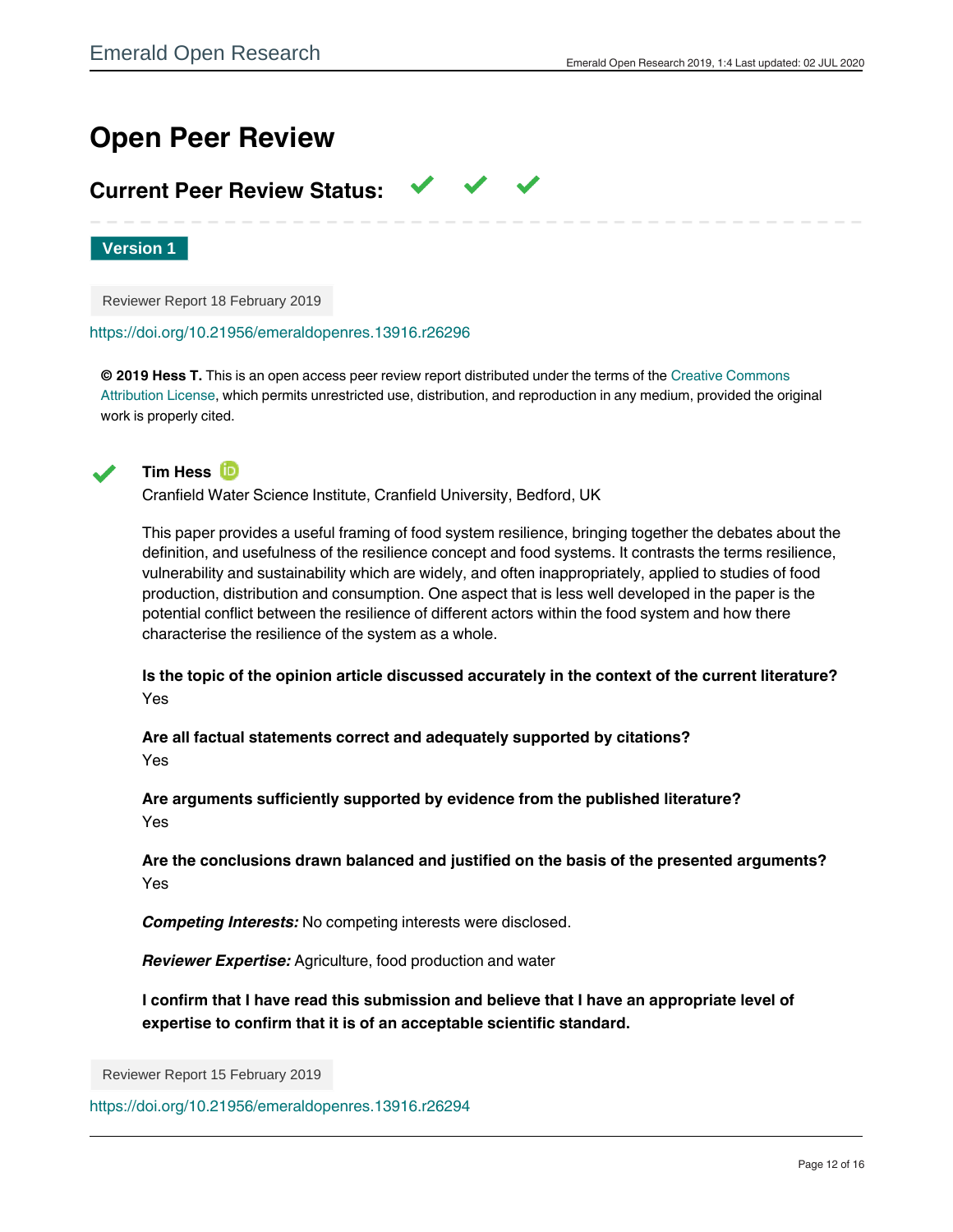# Open Peer Review

## Current Peer Review Status: ✓ ✓ ✓

**Version 1**

Reviewer Report 18 February 2019

https://doi.org/10.21956/emeraldopenres.13916.r26296

**© 2019 Hess T.** This is an open access peer review report distributed under the terms of the Creative Commons Attribution License, which permits unrestricted use, distribution, and reproduction in any medium, provided the original work is properly cited.

✓ **Tim Hess**

Cranfield Water Science Institute, Cranfield University, Bedford, UK

This paper provides a useful framing of food system resilience, bringing together the debates about the definition, and usefulness of the resilience concept and food systems. It contrasts the terms resilience, vulnerability and sustainability which are widely, and often inappropriately, applied to studies of food production, distribution and consumption. One aspect that is less well developed in the paper is the potential conflict between the resilience of different actors within the food system and how there characterise the resilience of the system as a whole.

**Is the topic of the opinion article discussed accurately in the context of the current literature?**
Yes

**Are all factual statements correct and adequately supported by citations?**
Yes

**Are arguments sufficiently supported by evidence from the published literature?**
Yes

**Are the conclusions drawn balanced and justified on the basis of the presented arguments?**
Yes

***Competing Interests:*** No competing interests were disclosed.

***Reviewer Expertise:*** Agriculture, food production and water

**I confirm that I have read this submission and believe that I have an appropriate level of expertise to confirm that it is of an acceptable scientific standard.**

Reviewer Report 15 February 2019

https://doi.org/10.21956/emeraldopenres.13916.r26294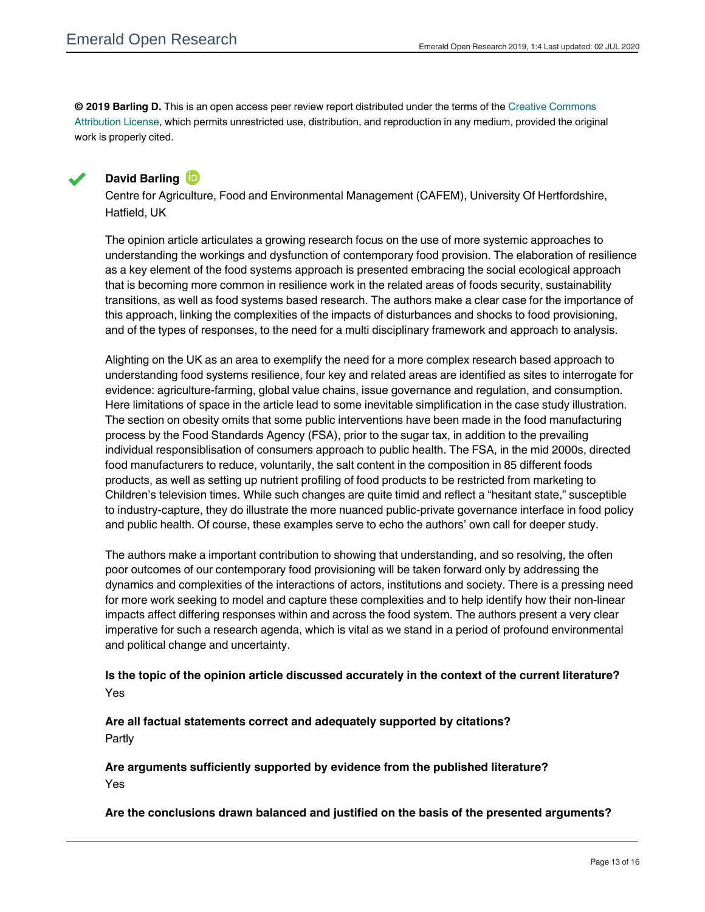**© 2019 Barling D.** This is an open access peer review report distributed under the terms of the Creative Commons Attribution License, which permits unrestricted use, distribution, and reproduction in any medium, provided the original work is properly cited.

**David Barling**

Centre for Agriculture, Food and Environmental Management (CAFEM), University Of Hertfordshire, Hatfield, UK

The opinion article articulates a growing research focus on the use of more systemic approaches to understanding the workings and dysfunction of contemporary food provision. The elaboration of resilience as a key element of the food systems approach is presented embracing the social ecological approach that is becoming more common in resilience work in the related areas of foods security, sustainability transitions, as well as food systems based research. The authors make a clear case for the importance of this approach, linking the complexities of the impacts of disturbances and shocks to food provisioning, and of the types of responses, to the need for a multi disciplinary framework and approach to analysis.

Alighting on the UK as an area to exemplify the need for a more complex research based approach to understanding food systems resilience, four key and related areas are identified as sites to interrogate for evidence: agriculture-farming, global value chains, issue governance and regulation, and consumption. Here limitations of space in the article lead to some inevitable simplification in the case study illustration. The section on obesity omits that some public interventions have been made in the food manufacturing process by the Food Standards Agency (FSA), prior to the sugar tax, in addition to the prevailing individual responsiblisation of consumers approach to public health. The FSA, in the mid 2000s, directed food manufacturers to reduce, voluntarily, the salt content in the composition in 85 different foods products, as well as setting up nutrient profiling of food products to be restricted from marketing to Children's television times. While such changes are quite timid and reflect a "hesitant state," susceptible to industry-capture, they do illustrate the more nuanced public-private governance interface in food policy and public health. Of course, these examples serve to echo the authors' own call for deeper study.

The authors make a important contribution to showing that understanding, and so resolving, the often poor outcomes of our contemporary food provisioning will be taken forward only by addressing the dynamics and complexities of the interactions of actors, institutions and society. There is a pressing need for more work seeking to model and capture these complexities and to help identify how their non-linear impacts affect differing responses within and across the food system. The authors present a very clear imperative for such a research agenda, which is vital as we stand in a period of profound environmental and political change and uncertainty.

**Is the topic of the opinion article discussed accurately in the context of the current literature?**

Yes

**Are all factual statements correct and adequately supported by citations?**

Partly

**Are arguments sufficiently supported by evidence from the published literature?**

Yes

**Are the conclusions drawn balanced and justified on the basis of the presented arguments?**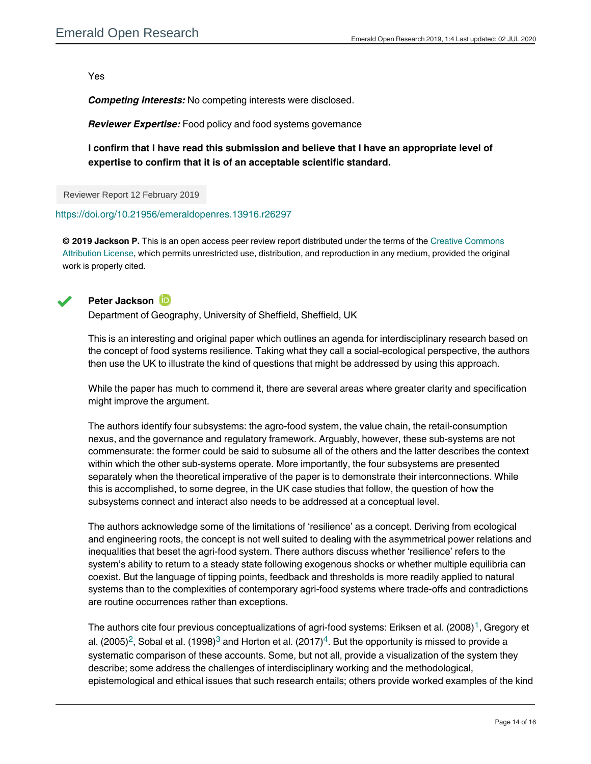Yes

***Competing Interests:*** No competing interests were disclosed.

***Reviewer Expertise:*** Food policy and food systems governance

**I confirm that I have read this submission and believe that I have an appropriate level of expertise to confirm that it is of an acceptable scientific standard.**

Reviewer Report 12 February 2019

https://doi.org/10.21956/emeraldopenres.13916.r26297

**© 2019 Jackson P.** This is an open access peer review report distributed under the terms of the Creative Commons Attribution License, which permits unrestricted use, distribution, and reproduction in any medium, provided the original work is properly cited.

**Peter Jackson**

Department of Geography, University of Sheffield, Sheffield, UK

This is an interesting and original paper which outlines an agenda for interdisciplinary research based on the concept of food systems resilience. Taking what they call a social-ecological perspective, the authors then use the UK to illustrate the kind of questions that might be addressed by using this approach.

While the paper has much to commend it, there are several areas where greater clarity and specification might improve the argument.

The authors identify four subsystems: the agro-food system, the value chain, the retail-consumption nexus, and the governance and regulatory framework. Arguably, however, these sub-systems are not commensurate: the former could be said to subsume all of the others and the latter describes the context within which the other sub-systems operate. More importantly, the four subsystems are presented separately when the theoretical imperative of the paper is to demonstrate their interconnections. While this is accomplished, to some degree, in the UK case studies that follow, the question of how the subsystems connect and interact also needs to be addressed at a conceptual level.

The authors acknowledge some of the limitations of 'resilience' as a concept. Deriving from ecological and engineering roots, the concept is not well suited to dealing with the asymmetrical power relations and inequalities that beset the agri-food system. There authors discuss whether 'resilience' refers to the system's ability to return to a steady state following exogenous shocks or whether multiple equilibria can coexist. But the language of tipping points, feedback and thresholds is more readily applied to natural systems than to the complexities of contemporary agri-food systems where trade-offs and contradictions are routine occurrences rather than exceptions.

The authors cite four previous conceptualizations of agri-food systems: Eriksen et al. (2008)[1], Gregory et al. (2005)[2], Sobal et al. (1998)[3] and Horton et al. (2017)[4]. But the opportunity is missed to provide a systematic comparison of these accounts. Some, but not all, provide a visualization of the system they describe; some address the challenges of interdisciplinary working and the methodological, epistemological and ethical issues that such research entails; others provide worked examples of the kind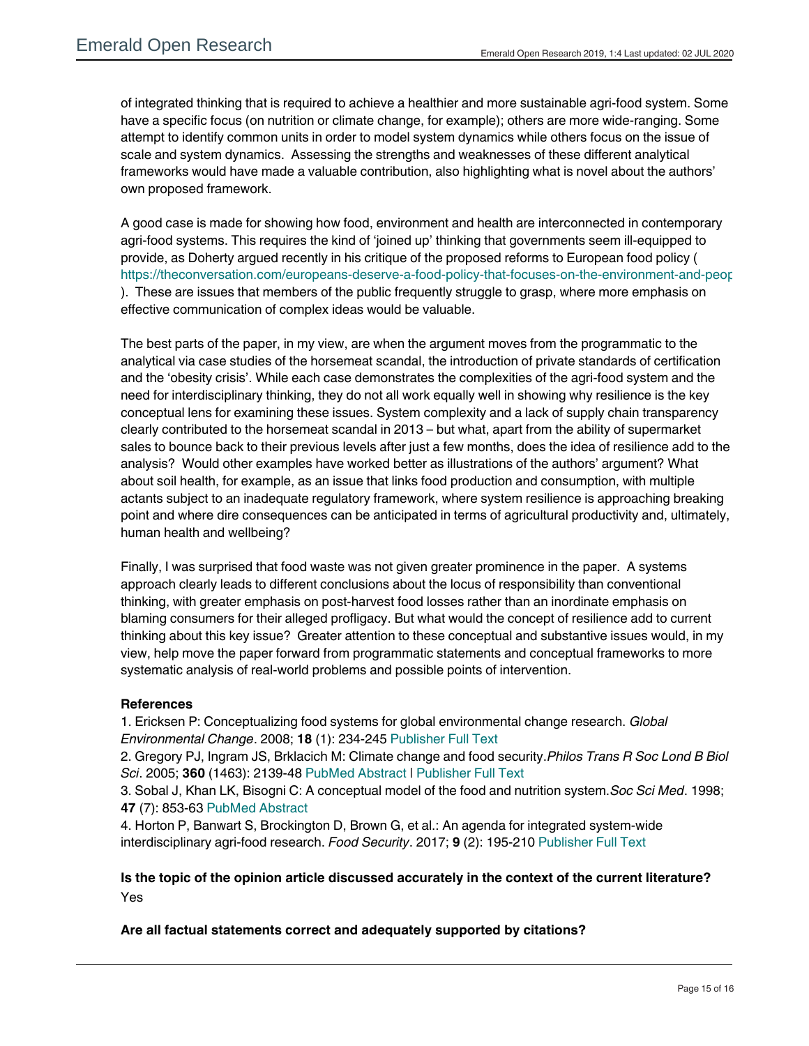of integrated thinking that is required to achieve a healthier and more sustainable agri-food system. Some have a specific focus (on nutrition or climate change, for example); others are more wide-ranging. Some attempt to identify common units in order to model system dynamics while others focus on the issue of scale and system dynamics. Assessing the strengths and weaknesses of these different analytical frameworks would have made a valuable contribution, also highlighting what is novel about the authors' own proposed framework.

A good case is made for showing how food, environment and health are interconnected in contemporary agri-food systems. This requires the kind of 'joined up' thinking that governments seem ill-equipped to provide, as Doherty argued recently in his critique of the proposed reforms to European food policy ( https://theconversation.com/europeans-deserve-a-food-policy-that-focuses-on-the-environment-and-peop ). These are issues that members of the public frequently struggle to grasp, where more emphasis on effective communication of complex ideas would be valuable.

The best parts of the paper, in my view, are when the argument moves from the programmatic to the analytical via case studies of the horsemeat scandal, the introduction of private standards of certification and the 'obesity crisis'. While each case demonstrates the complexities of the agri-food system and the need for interdisciplinary thinking, they do not all work equally well in showing why resilience is the key conceptual lens for examining these issues. System complexity and a lack of supply chain transparency clearly contributed to the horsemeat scandal in 2013 – but what, apart from the ability of supermarket sales to bounce back to their previous levels after just a few months, does the idea of resilience add to the analysis? Would other examples have worked better as illustrations of the authors' argument? What about soil health, for example, as an issue that links food production and consumption, with multiple actants subject to an inadequate regulatory framework, where system resilience is approaching breaking point and where dire consequences can be anticipated in terms of agricultural productivity and, ultimately, human health and wellbeing?

Finally, I was surprised that food waste was not given greater prominence in the paper. A systems approach clearly leads to different conclusions about the locus of responsibility than conventional thinking, with greater emphasis on post-harvest food losses rather than an inordinate emphasis on blaming consumers for their alleged profligacy. But what would the concept of resilience add to current thinking about this key issue? Greater attention to these conceptual and substantive issues would, in my view, help move the paper forward from programmatic statements and conceptual frameworks to more systematic analysis of real-world problems and possible points of intervention.

**References**

1. Ericksen P: Conceptualizing food systems for global environmental change research. *Global Environmental Change*. 2008; **18** (1): 234-245 Publisher Full Text
2. Gregory PJ, Ingram JS, Brklacich M: Climate change and food security. *Philos Trans R Soc Lond B Biol Sci*. 2005; **360** (1463): 2139-48 PubMed Abstract | Publisher Full Text
3. Sobal J, Khan LK, Bisogni C: A conceptual model of the food and nutrition system. *Soc Sci Med*. 1998; **47** (7): 853-63 PubMed Abstract
4. Horton P, Banwart S, Brockington D, Brown G, et al.: An agenda for integrated system-wide interdisciplinary agri-food research. *Food Security*. 2017; **9** (2): 195-210 Publisher Full Text

**Is the topic of the opinion article discussed accurately in the context of the current literature?**

Yes

**Are all factual statements correct and adequately supported by citations?**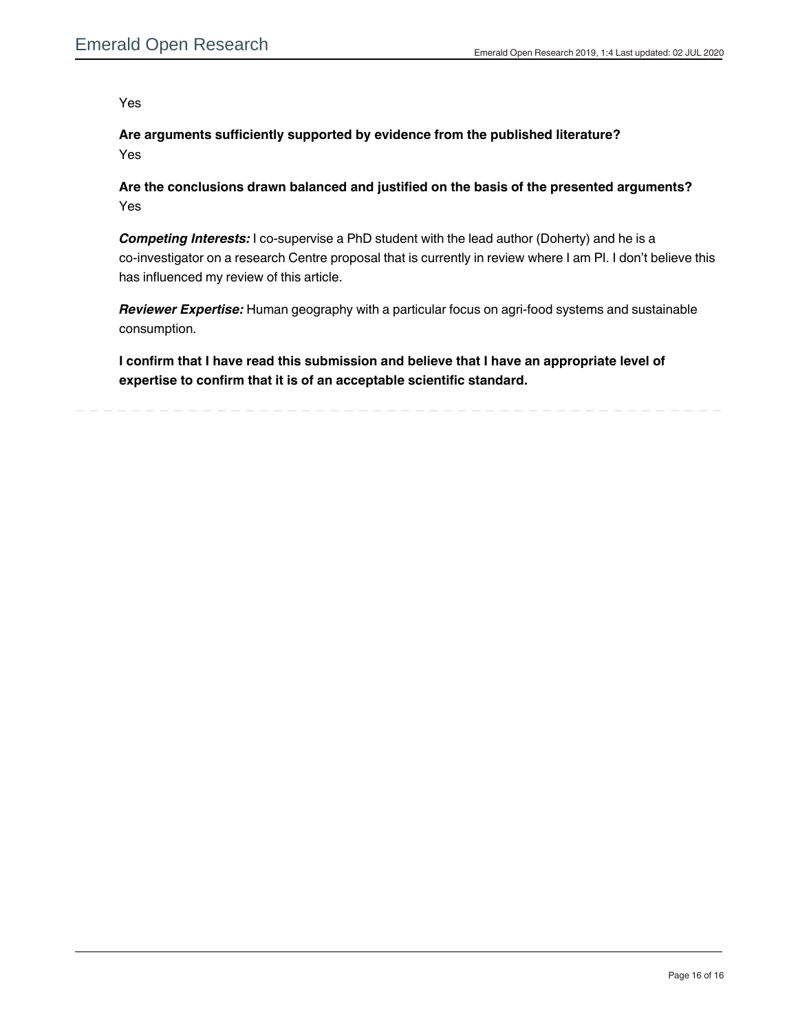Yes

**Are arguments sufficiently supported by evidence from the published literature?**

Yes

**Are the conclusions drawn balanced and justified on the basis of the presented arguments?**

Yes

***Competing Interests:*** I co-supervise a PhD student with the lead author (Doherty) and he is a co-investigator on a research Centre proposal that is currently in review where I am PI. I don't believe this has influenced my review of this article.

***Reviewer Expertise:*** Human geography with a particular focus on agri-food systems and sustainable consumption.

**I confirm that I have read this submission and believe that I have an appropriate level of expertise to confirm that it is of an acceptable scientific standard.**